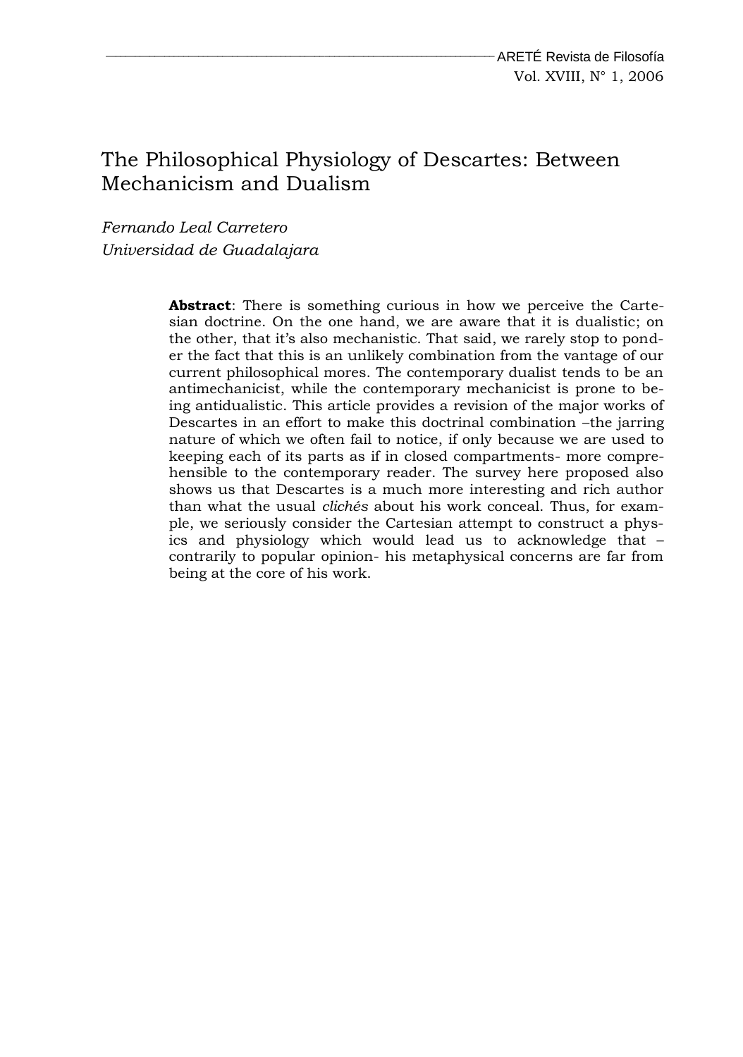# The Philosophical Physiology of Descartes: Between Mechanicism and Dualism

*Fernando Leal Carretero*
*Universidad de Guadalajara*

**Abstract**: There is something curious in how we perceive the Cartesian doctrine. On the one hand, we are aware that it is dualistic; on the other, that it's also mechanistic. That said, we rarely stop to ponder the fact that this is an unlikely combination from the vantage of our current philosophical mores. The contemporary dualist tends to be an antimechanicist, while the contemporary mechanicist is prone to being antidualistic. This article provides a revision of the major works of Descartes in an effort to make this doctrinal combination –the jarring nature of which we often fail to notice, if only because we are used to keeping each of its parts as if in closed compartments- more comprehensible to the contemporary reader. The survey here proposed also shows us that Descartes is a much more interesting and rich author than what the usual *clichés* about his work conceal. Thus, for example, we seriously consider the Cartesian attempt to construct a physics and physiology which would lead us to acknowledge that –contrarily to popular opinion- his metaphysical concerns are far from being at the core of his work.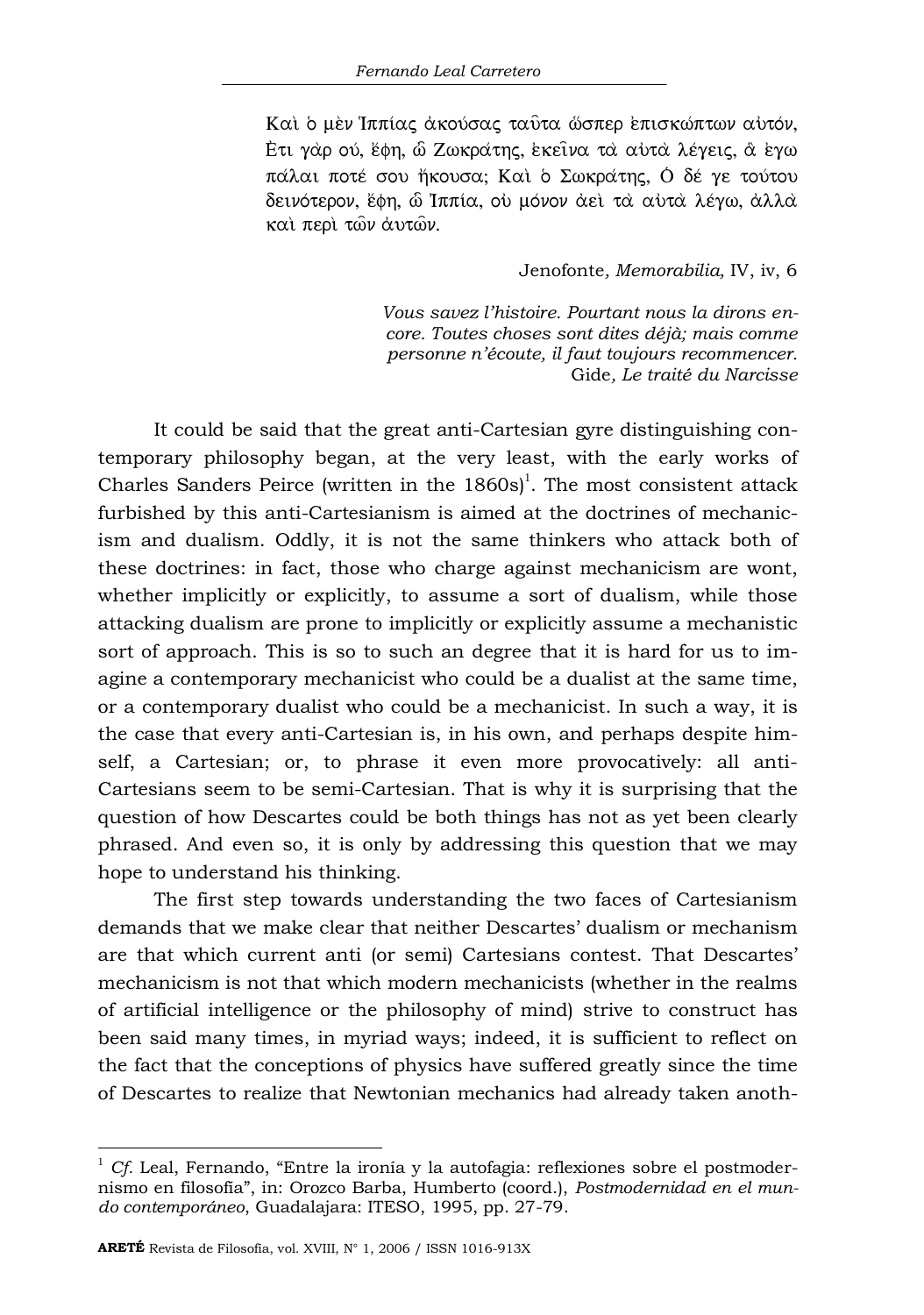> Καὶ ὁ μὲν Ἱππίας ἀκούσας ταῦτα ὥσπερ ἐπισκώπτων αὐτόν, Ἔτι γὰρ σύ, ἔφη, ὦ Σωκράτης, ἐκεῖνα τὰ αὐτὰ λέγεις, ἃ ἐγω πάλαι ποτέ σου ἤκουσα; Καὶ ὁ Σωκράτης, Ὁ δέ γε τούτου δεινότερον, ἔφη, ὦ Ἱππία, οὐ μόνον ἀεὶ τὰ αὐτὰ λέγω, ἀλλὰ καὶ περὶ τῶν αὐτῶν.
>
> Jenofonte, *Memorabilia,* IV, iv, 6

> *Vous savez l'histoire. Pourtant nous la dirons encore. Toutes choses sont dites déjà; mais comme personne n'écoute, il faut toujours recommencer.*
> Gide, *Le traité du Narcisse*

It could be said that the great anti-Cartesian gyre distinguishing contemporary philosophy began, at the very least, with the early works of Charles Sanders Peirce (written in the 1860s)[1]. The most consistent attack furbished by this anti-Cartesianism is aimed at the doctrines of mechanicism and dualism. Oddly, it is not the same thinkers who attack both of these doctrines: in fact, those who charge against mechanicism are wont, whether implicitly or explicitly, to assume a sort of dualism, while those attacking dualism are prone to implicitly or explicitly assume a mechanistic sort of approach. This is so to such an degree that it is hard for us to imagine a contemporary mechanicist who could be a dualist at the same time, or a contemporary dualist who could be a mechanicist. In such a way, it is the case that every anti-Cartesian is, in his own, and perhaps despite himself, a Cartesian; or, to phrase it even more provocatively: all anti-Cartesians seem to be semi-Cartesian. That is why it is surprising that the question of how Descartes could be both things has not as yet been clearly phrased. And even so, it is only by addressing this question that we may hope to understand his thinking.

The first step towards understanding the two faces of Cartesianism demands that we make clear that neither Descartes' dualism or mechanism are that which current anti (or semi) Cartesians contest. That Descartes' mechanicism is not that which modern mechanicists (whether in the realms of artificial intelligence or the philosophy of mind) strive to construct has been said many times, in myriad ways; indeed, it is sufficient to reflect on the fact that the conceptions of physics have suffered greatly since the time of Descartes to realize that Newtonian mechanics had already taken anoth-

---

[1] *Cf.* Leal, Fernando, "Entre la ironía y la autofagia: reflexiones sobre el postmodernismo en filosofía", in: Orozco Barba, Humberto (coord.), *Postmodernidad en el mundo contemporáneo*, Guadalajara: ITESO, 1995, pp. 27-79.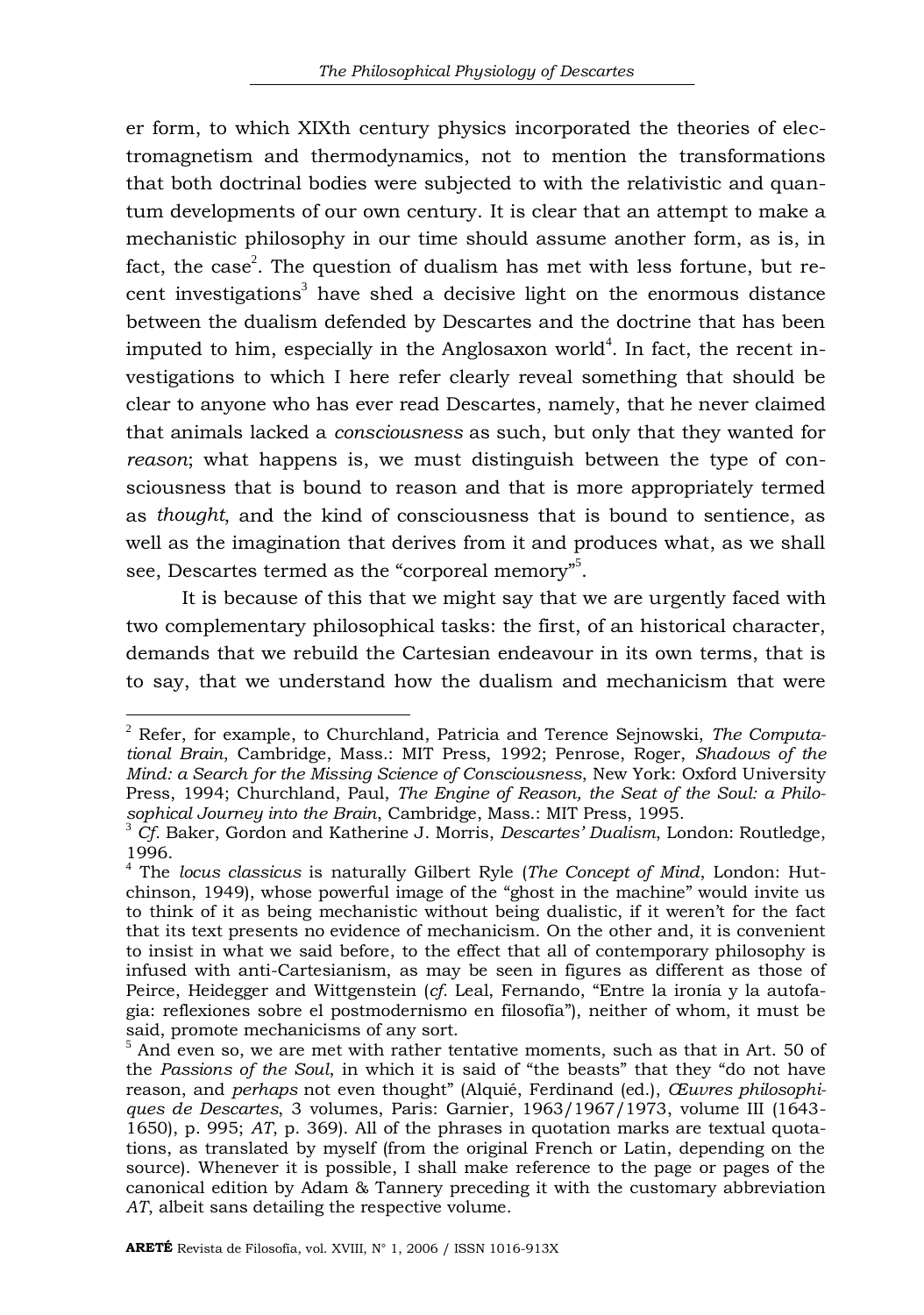er form, to which XIXth century physics incorporated the theories of electromagnetism and thermodynamics, not to mention the transformations that both doctrinal bodies were subjected to with the relativistic and quantum developments of our own century. It is clear that an attempt to make a mechanistic philosophy in our time should assume another form, as is, in fact, the case[2]. The question of dualism has met with less fortune, but recent investigations[3] have shed a decisive light on the enormous distance between the dualism defended by Descartes and the doctrine that has been imputed to him, especially in the Anglosaxon world[4]. In fact, the recent investigations to which I here refer clearly reveal something that should be clear to anyone who has ever read Descartes, namely, that he never claimed that animals lacked a *consciousness* as such, but only that they wanted for *reason*; what happens is, we must distinguish between the type of consciousness that is bound to reason and that is more appropriately termed as *thought*, and the kind of consciousness that is bound to sentience, as well as the imagination that derives from it and produces what, as we shall see, Descartes termed as the "corporeal memory"[5].

It is because of this that we might say that we are urgently faced with two complementary philosophical tasks: the first, of an historical character, demands that we rebuild the Cartesian endeavour in its own terms, that is to say, that we understand how the dualism and mechanicism that were

---

[2] Refer, for example, to Churchland, Patricia and Terence Sejnowski, *The Computational Brain*, Cambridge, Mass.: MIT Press, 1992; Penrose, Roger, *Shadows of the Mind: a Search for the Missing Science of Consciousness*, New York: Oxford University Press, 1994; Churchland, Paul, *The Engine of Reason, the Seat of the Soul: a Philosophical Journey into the Brain*, Cambridge, Mass.: MIT Press, 1995.

[3] *Cf*. Baker, Gordon and Katherine J. Morris, *Descartes' Dualism*, London: Routledge, 1996.

[4] The *locus classicus* is naturally Gilbert Ryle (*The Concept of Mind*, London: Hutchinson, 1949), whose powerful image of the "ghost in the machine" would invite us to think of it as being mechanistic without being dualistic, if it weren't for the fact that its text presents no evidence of mechanicism. On the other and, it is convenient to insist in what we said before, to the effect that all of contemporary philosophy is infused with anti-Cartesianism, as may be seen in figures as different as those of Peirce, Heidegger and Wittgenstein (*cf*. Leal, Fernando, "Entre la ironía y la autofagia: reflexiones sobre el postmodernismo en filosofía"), neither of whom, it must be said, promote mechanicisms of any sort.

[5] And even so, we are met with rather tentative moments, such as that in Art. 50 of the *Passions of the Soul*, in which it is said of "the beasts" that they "do not have reason, and *perhaps* not even thought" (Alquié, Ferdinand (ed.), *Œuvres philosophiques de Descartes*, 3 volumes, Paris: Garnier, 1963/1967/1973, volume III (1643-1650), p. 995; *AT*, p. 369). All of the phrases in quotation marks are textual quotations, as translated by myself (from the original French or Latin, depending on the source). Whenever it is possible, I shall make reference to the page or pages of the canonical edition by Adam & Tannery preceding it with the customary abbreviation *AT*, albeit sans detailing the respective volume.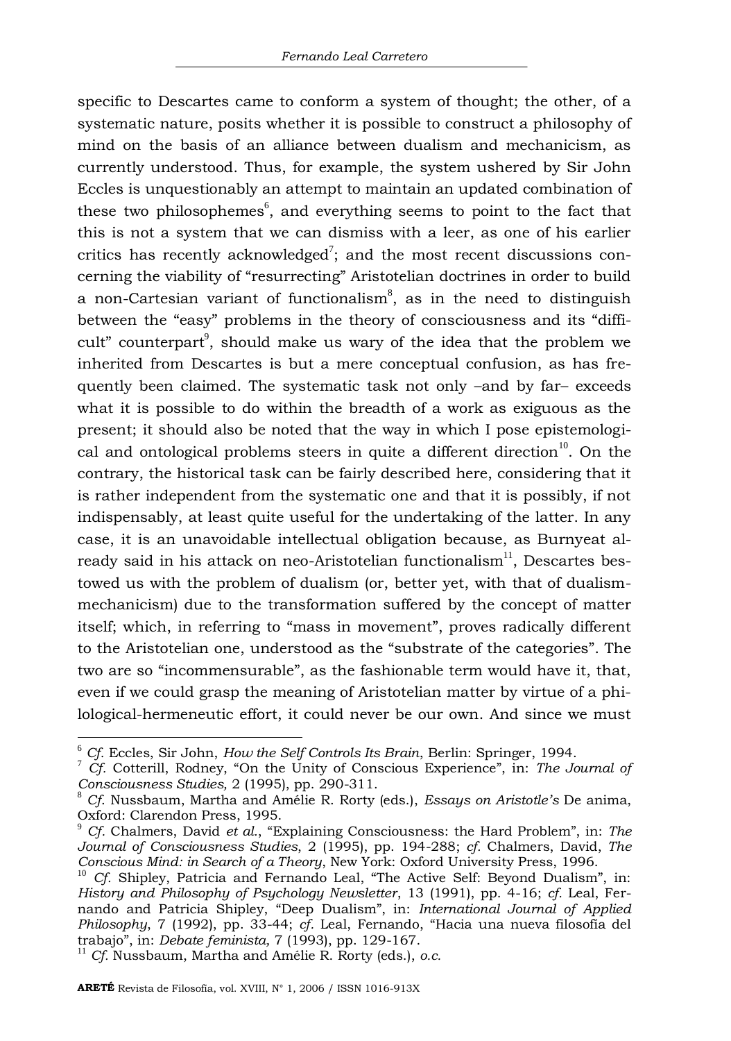specific to Descartes came to conform a system of thought; the other, of a systematic nature, posits whether it is possible to construct a philosophy of mind on the basis of an alliance between dualism and mechanicism, as currently understood. Thus, for example, the system ushered by Sir John Eccles is unquestionably an attempt to maintain an updated combination of these two philosophemes[6], and everything seems to point to the fact that this is not a system that we can dismiss with a leer, as one of his earlier critics has recently acknowledged[7]; and the most recent discussions concerning the viability of "resurrecting" Aristotelian doctrines in order to build a non-Cartesian variant of functionalism[8], as in the need to distinguish between the "easy" problems in the theory of consciousness and its "difficult" counterpart[9], should make us wary of the idea that the problem we inherited from Descartes is but a mere conceptual confusion, as has frequently been claimed. The systematic task not only –and by far– exceeds what it is possible to do within the breadth of a work as exiguous as the present; it should also be noted that the way in which I pose epistemological and ontological problems steers in quite a different direction[10]. On the contrary, the historical task can be fairly described here, considering that it is rather independent from the systematic one and that it is possibly, if not indispensably, at least quite useful for the undertaking of the latter. In any case, it is an unavoidable intellectual obligation because, as Burnyeat already said in his attack on neo-Aristotelian functionalism[11], Descartes bestowed us with the problem of dualism (or, better yet, with that of dualism-mechanicism) due to the transformation suffered by the concept of matter itself; which, in referring to "mass in movement", proves radically different to the Aristotelian one, understood as the "substrate of the categories". The two are so "incommensurable", as the fashionable term would have it, that, even if we could grasp the meaning of Aristotelian matter by virtue of a philological-hermeneutic effort, it could never be our own. And since we must

---

[6] *Cf.* Eccles, Sir John, *How the Self Controls Its Brain*, Berlin: Springer, 1994.

[7] *Cf.* Cotterill, Rodney, "On the Unity of Conscious Experience", in: *The Journal of Consciousness Studies,* 2 (1995), pp. 290-311.

[8] *Cf.* Nussbaum, Martha and Amélie R. Rorty (eds.), *Essays on Aristotle's* De anima, Oxford: Clarendon Press, 1995.

[9] *Cf.* Chalmers, David *et al.*, "Explaining Consciousness: the Hard Problem", in: *The Journal of Consciousness Studies*, 2 (1995), pp. 194-288; *cf.* Chalmers, David, *The Conscious Mind: in Search of a Theory*, New York: Oxford University Press, 1996.

[10] *Cf.* Shipley, Patricia and Fernando Leal, "The Active Self: Beyond Dualism", in: *History and Philosophy of Psychology Newsletter*, 13 (1991), pp. 4-16; *cf.* Leal, Fernando and Patricia Shipley, "Deep Dualism", in: *International Journal of Applied Philosophy*, 7 (1992), pp. 33-44; *cf.* Leal, Fernando, "Hacia una nueva filosofía del trabajo", in: *Debate feminista,* 7 (1993), pp. 129-167.

[11] *Cf.* Nussbaum, Martha and Amélie R. Rorty (eds.), *o.c.*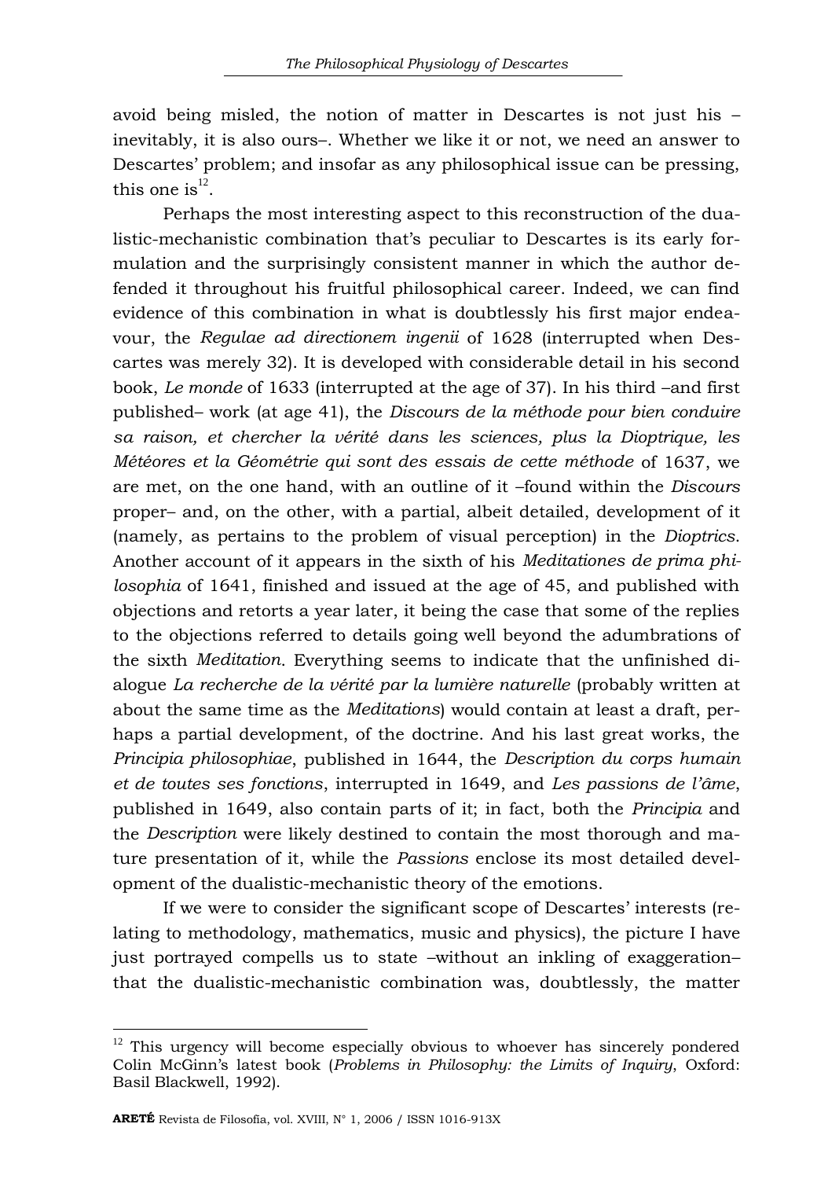avoid being misled, the notion of matter in Descartes is not just his –inevitably, it is also ours–. Whether we like it or not, we need an answer to Descartes' problem; and insofar as any philosophical issue can be pressing, this one is[12].

Perhaps the most interesting aspect to this reconstruction of the dualistic-mechanistic combination that's peculiar to Descartes is its early formulation and the surprisingly consistent manner in which the author defended it throughout his fruitful philosophical career. Indeed, we can find evidence of this combination in what is doubtlessly his first major endeavour, the *Regulae ad directionem ingenii* of 1628 (interrupted when Descartes was merely 32). It is developed with considerable detail in his second book, *Le monde* of 1633 (interrupted at the age of 37). In his third –and first published– work (at age 41), the *Discours de la méthode pour bien conduire sa raison, et chercher la vérité dans les sciences, plus la Dioptrique, les Météores et la Géométrie qui sont des essais de cette méthode* of 1637, we are met, on the one hand, with an outline of it –found within the *Discours* proper– and, on the other, with a partial, albeit detailed, development of it (namely, as pertains to the problem of visual perception) in the *Dioptrics*. Another account of it appears in the sixth of his *Meditationes de prima philosophia* of 1641, finished and issued at the age of 45, and published with objections and retorts a year later, it being the case that some of the replies to the objections referred to details going well beyond the adumbrations of the sixth *Meditation*. Everything seems to indicate that the unfinished dialogue *La recherche de la vérité par la lumière naturelle* (probably written at about the same time as the *Meditations*) would contain at least a draft, perhaps a partial development, of the doctrine. And his last great works, the *Principia philosophiae*, published in 1644, the *Description du corps humain et de toutes ses fonctions*, interrupted in 1649, and *Les passions de l'âme*, published in 1649, also contain parts of it; in fact, both the *Principia* and the *Description* were likely destined to contain the most thorough and mature presentation of it, while the *Passions* enclose its most detailed development of the dualistic-mechanistic theory of the emotions.

If we were to consider the significant scope of Descartes' interests (relating to methodology, mathematics, music and physics), the picture I have just portrayed compells us to state –without an inkling of exaggeration– that the dualistic-mechanistic combination was, doubtlessly, the matter

---

[12] This urgency will become especially obvious to whoever has sincerely pondered Colin McGinn's latest book (*Problems in Philosophy: the Limits of Inquiry*, Oxford: Basil Blackwell, 1992).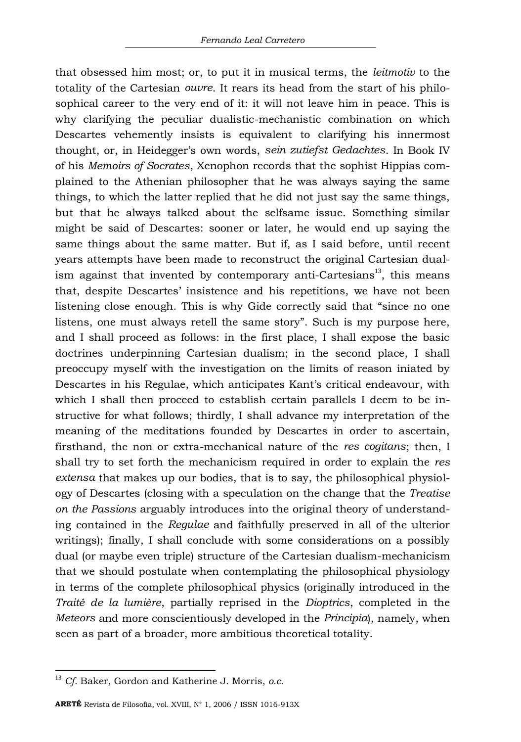that obsessed him most; or, to put it in musical terms, the *leitmotiv* to the totality of the Cartesian *ouvre*. It rears its head from the start of his philosophical career to the very end of it: it will not leave him in peace. This is why clarifying the peculiar dualistic-mechanistic combination on which Descartes vehemently insists is equivalent to clarifying his innermost thought, or, in Heidegger's own words, *sein zutiefst Gedachtes*. In Book IV of his *Memoirs of Socrates*, Xenophon records that the sophist Hippias complained to the Athenian philosopher that he was always saying the same things, to which the latter replied that he did not just say the same things, but that he always talked about the selfsame issue. Something similar might be said of Descartes: sooner or later, he would end up saying the same things about the same matter. But if, as I said before, until recent years attempts have been made to reconstruct the original Cartesian dualism against that invented by contemporary anti-Cartesians[13], this means that, despite Descartes' insistence and his repetitions, we have not been listening close enough. This is why Gide correctly said that "since no one listens, one must always retell the same story". Such is my purpose here, and I shall proceed as follows: in the first place, I shall expose the basic doctrines underpinning Cartesian dualism; in the second place, I shall preoccupy myself with the investigation on the limits of reason iniated by Descartes in his Regulae, which anticipates Kant's critical endeavour, with which I shall then proceed to establish certain parallels I deem to be instructive for what follows; thirdly, I shall advance my interpretation of the meaning of the meditations founded by Descartes in order to ascertain, firsthand, the non or extra-mechanical nature of the *res cogitans*; then, I shall try to set forth the mechanicism required in order to explain the *res extensa* that makes up our bodies, that is to say, the philosophical physiology of Descartes (closing with a speculation on the change that the *Treatise on the Passions* arguably introduces into the original theory of understanding contained in the *Regulae* and faithfully preserved in all of the ulterior writings); finally, I shall conclude with some considerations on a possibly dual (or maybe even triple) structure of the Cartesian dualism-mechanicism that we should postulate when contemplating the philosophical physiology in terms of the complete philosophical physics (originally introduced in the *Traité de la lumière*, partially reprised in the *Dioptrics*, completed in the *Meteors* and more conscientiously developed in the *Principia*), namely, when seen as part of a broader, more ambitious theoretical totality.

---

[13] *Cf.* Baker, Gordon and Katherine J. Morris, *o.c.*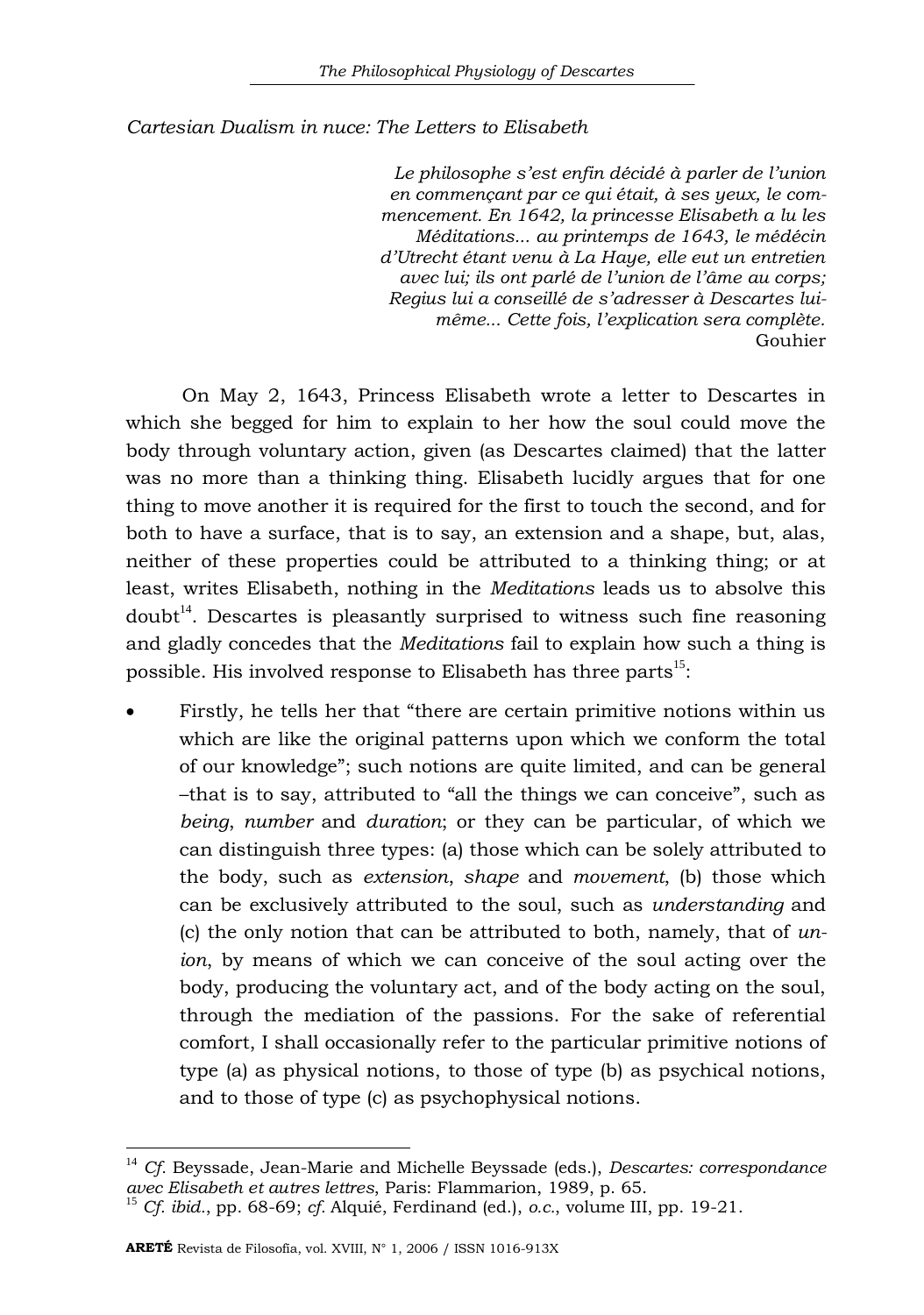*Cartesian Dualism in nuce: The Letters to Elisabeth*

> *Le philosophe s'est enfin décidé à parler de l'union en commençant par ce qui était, à ses yeux, le commencement. En 1642, la princesse Elisabeth a lu les Méditations... au printemps de 1643, le médécin d'Utrecht étant venu à La Haye, elle eut un entretien avec lui; ils ont parlé de l'union de l'âme au corps; Regius lui a conseillé de s'adresser à Descartes lui-même... Cette fois, l'explication sera complète.*
> Gouhier

On May 2, 1643, Princess Elisabeth wrote a letter to Descartes in which she begged for him to explain to her how the soul could move the body through voluntary action, given (as Descartes claimed) that the latter was no more than a thinking thing. Elisabeth lucidly argues that for one thing to move another it is required for the first to touch the second, and for both to have a surface, that is to say, an extension and a shape, but, alas, neither of these properties could be attributed to a thinking thing; or at least, writes Elisabeth, nothing in the *Meditations* leads us to absolve this doubt[14]. Descartes is pleasantly surprised to witness such fine reasoning and gladly concedes that the *Meditations* fail to explain how such a thing is possible. His involved response to Elisabeth has three parts[15]:

- Firstly, he tells her that "there are certain primitive notions within us which are like the original patterns upon which we conform the total of our knowledge"; such notions are quite limited, and can be general –that is to say, attributed to "all the things we can conceive", such as *being*, *number* and *duration*; or they can be particular, of which we can distinguish three types: (a) those which can be solely attributed to the body, such as *extension*, *shape* and *movement*, (b) those which can be exclusively attributed to the soul, such as *understanding* and (c) the only notion that can be attributed to both, namely, that of *union*, by means of which we can conceive of the soul acting over the body, producing the voluntary act, and of the body acting on the soul, through the mediation of the passions. For the sake of referential comfort, I shall occasionally refer to the particular primitive notions of type (a) as physical notions, to those of type (b) as psychical notions, and to those of type (c) as psychophysical notions.

---

[14] *Cf.* Beyssade, Jean-Marie and Michelle Beyssade (eds.), *Descartes: correspondance avec Elisabeth et autres lettres*, Paris: Flammarion, 1989, p. 65.

[15] *Cf. ibid.*, pp. 68-69; *cf.* Alquié, Ferdinand (ed.), *o.c.*, volume III, pp. 19-21.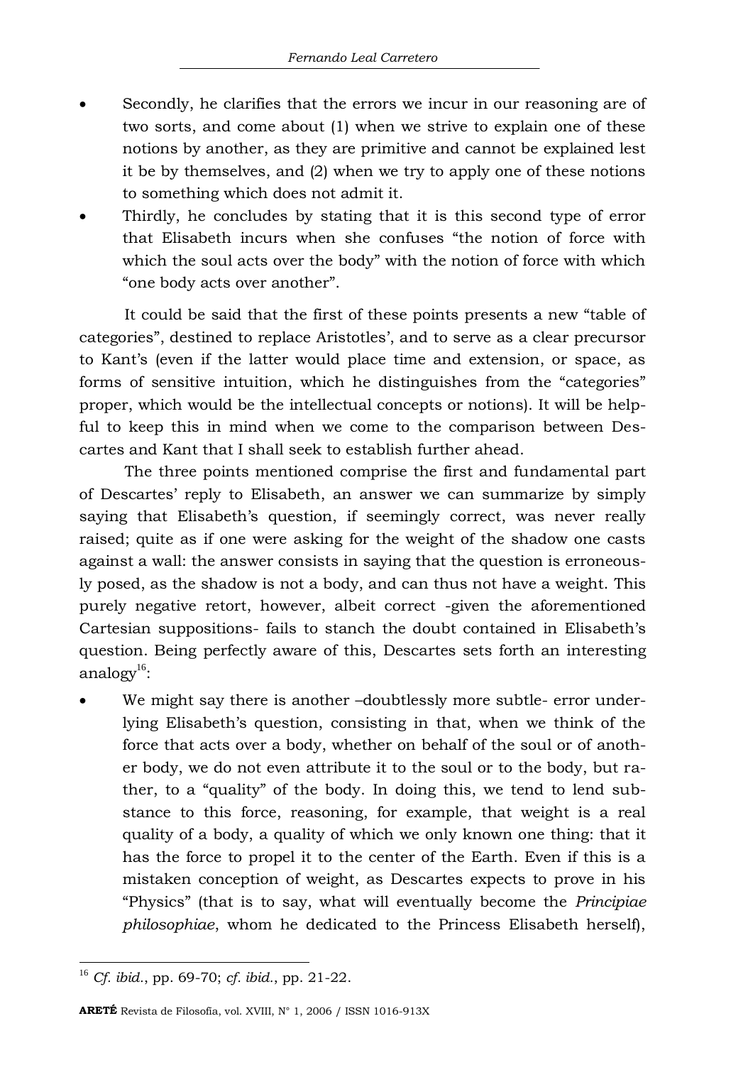- Secondly, he clarifies that the errors we incur in our reasoning are of two sorts, and come about (1) when we strive to explain one of these notions by another, as they are primitive and cannot be explained lest it be by themselves, and (2) when we try to apply one of these notions to something which does not admit it.
- Thirdly, he concludes by stating that it is this second type of error that Elisabeth incurs when she confuses "the notion of force with which the soul acts over the body" with the notion of force with which "one body acts over another".

It could be said that the first of these points presents a new "table of categories", destined to replace Aristotles', and to serve as a clear precursor to Kant's (even if the latter would place time and extension, or space, as forms of sensitive intuition, which he distinguishes from the "categories" proper, which would be the intellectual concepts or notions). It will be helpful to keep this in mind when we come to the comparison between Descartes and Kant that I shall seek to establish further ahead.

The three points mentioned comprise the first and fundamental part of Descartes' reply to Elisabeth, an answer we can summarize by simply saying that Elisabeth's question, if seemingly correct, was never really raised; quite as if one were asking for the weight of the shadow one casts against a wall: the answer consists in saying that the question is erroneously posed, as the shadow is not a body, and can thus not have a weight. This purely negative retort, however, albeit correct -given the aforementioned Cartesian suppositions- fails to stanch the doubt contained in Elisabeth's question. Being perfectly aware of this, Descartes sets forth an interesting analogy[16]:

- We might say there is another –doubtlessly more subtle- error underlying Elisabeth's question, consisting in that, when we think of the force that acts over a body, whether on behalf of the soul or of another body, we do not even attribute it to the soul or to the body, but rather, to a "quality" of the body. In doing this, we tend to lend substance to this force, reasoning, for example, that weight is a real quality of a body, a quality of which we only known one thing: that it has the force to propel it to the center of the Earth. Even if this is a mistaken conception of weight, as Descartes expects to prove in his "Physics" (that is to say, what will eventually become the *Principiae philosophiae*, whom he dedicated to the Princess Elisabeth herself),

[16] *Cf. ibid.*, pp. 69-70; *cf. ibid.*, pp. 21-22.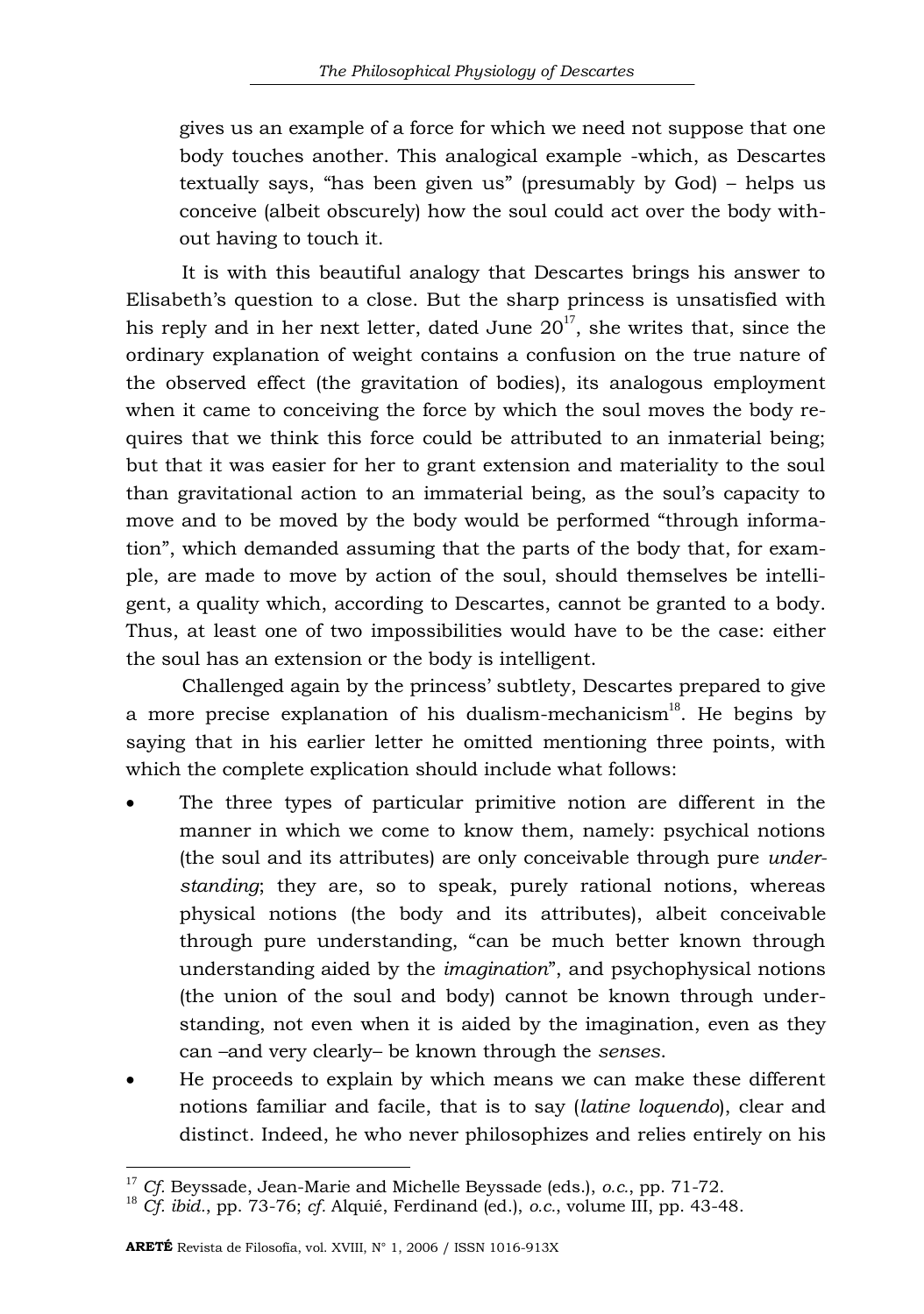gives us an example of a force for which we need not suppose that one body touches another. This analogical example -which, as Descartes textually says, "has been given us" (presumably by God) – helps us conceive (albeit obscurely) how the soul could act over the body without having to touch it.

It is with this beautiful analogy that Descartes brings his answer to Elisabeth's question to a close. But the sharp princess is unsatisfied with his reply and in her next letter, dated June 20[17], she writes that, since the ordinary explanation of weight contains a confusion on the true nature of the observed effect (the gravitation of bodies), its analogous employment when it came to conceiving the force by which the soul moves the body requires that we think this force could be attributed to an inmaterial being; but that it was easier for her to grant extension and materiality to the soul than gravitational action to an immaterial being, as the soul's capacity to move and to be moved by the body would be performed "through information", which demanded assuming that the parts of the body that, for example, are made to move by action of the soul, should themselves be intelligent, a quality which, according to Descartes, cannot be granted to a body. Thus, at least one of two impossibilities would have to be the case: either the soul has an extension or the body is intelligent.

Challenged again by the princess' subtlety, Descartes prepared to give a more precise explanation of his dualism-mechanicism[18]. He begins by saying that in his earlier letter he omitted mentioning three points, with which the complete explication should include what follows:

- The three types of particular primitive notion are different in the manner in which we come to know them, namely: psychical notions (the soul and its attributes) are only conceivable through pure *understanding*; they are, so to speak, purely rational notions, whereas physical notions (the body and its attributes), albeit conceivable through pure understanding, "can be much better known through understanding aided by the *imagination*", and psychophysical notions (the union of the soul and body) cannot be known through understanding, not even when it is aided by the imagination, even as they can –and very clearly– be known through the *senses*.
- He proceeds to explain by which means we can make these different notions familiar and facile, that is to say (*latine loquendo*), clear and distinct. Indeed, he who never philosophizes and relies entirely on his

---

[17] *Cf.* Beyssade, Jean-Marie and Michelle Beyssade (eds.), *o.c.*, pp. 71-72.

[18] *Cf. ibid.*, pp. 73-76; *cf.* Alquié, Ferdinand (ed.), *o.c.*, volume III, pp. 43-48.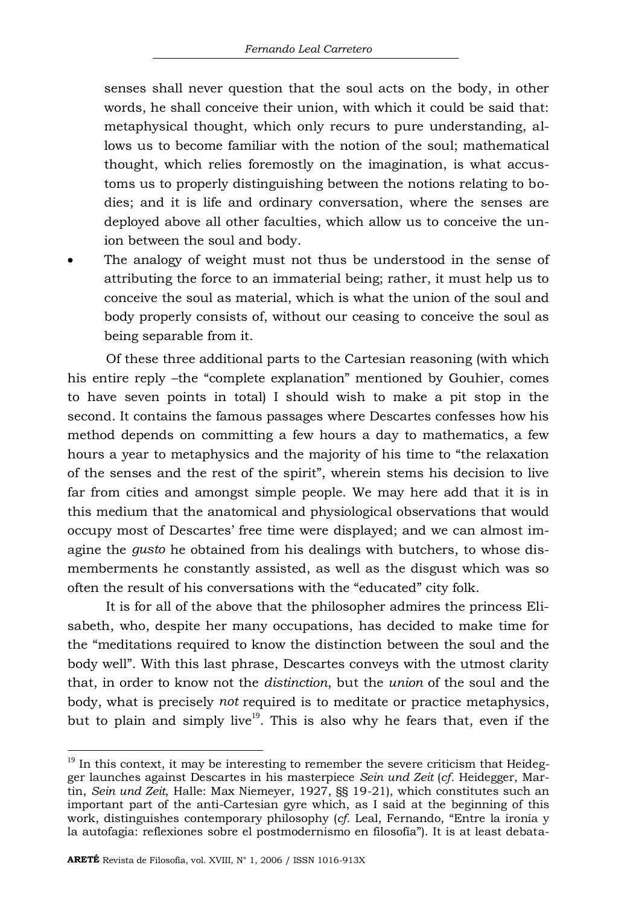senses shall never question that the soul acts on the body, in other words, he shall conceive their union, with which it could be said that: metaphysical thought, which only recurs to pure understanding, allows us to become familiar with the notion of the soul; mathematical thought, which relies foremostly on the imagination, is what accustoms us to properly distinguishing between the notions relating to bodies; and it is life and ordinary conversation, where the senses are deployed above all other faculties, which allow us to conceive the union between the soul and body.

- The analogy of weight must not thus be understood in the sense of attributing the force to an immaterial being; rather, it must help us to conceive the soul as material, which is what the union of the soul and body properly consists of, without our ceasing to conceive the soul as being separable from it.

Of these three additional parts to the Cartesian reasoning (with which his entire reply –the "complete explanation" mentioned by Gouhier, comes to have seven points in total) I should wish to make a pit stop in the second. It contains the famous passages where Descartes confesses how his method depends on committing a few hours a day to mathematics, a few hours a year to metaphysics and the majority of his time to "the relaxation of the senses and the rest of the spirit", wherein stems his decision to live far from cities and amongst simple people. We may here add that it is in this medium that the anatomical and physiological observations that would occupy most of Descartes' free time were displayed; and we can almost imagine the *gusto* he obtained from his dealings with butchers, to whose dismemberments he constantly assisted, as well as the disgust which was so often the result of his conversations with the "educated" city folk.

It is for all of the above that the philosopher admires the princess Elisabeth, who, despite her many occupations, has decided to make time for the "meditations required to know the distinction between the soul and the body well". With this last phrase, Descartes conveys with the utmost clarity that, in order to know not the *distinction*, but the *union* of the soul and the body, what is precisely *not* required is to meditate or practice metaphysics, but to plain and simply live[19]. This is also why he fears that, even if the

---

[19] In this context, it may be interesting to remember the severe criticism that Heidegger launches against Descartes in his masterpiece *Sein und Zeit* (*cf.* Heidegger, Martin, *Sein und Zeit*, Halle: Max Niemeyer, 1927, §§ 19-21), which constitutes such an important part of the anti-Cartesian gyre which, as I said at the beginning of this work, distinguishes contemporary philosophy (*cf.* Leal, Fernando, "Entre la ironía y la autofagia: reflexiones sobre el postmodernismo en filosofía"). It is at least debata-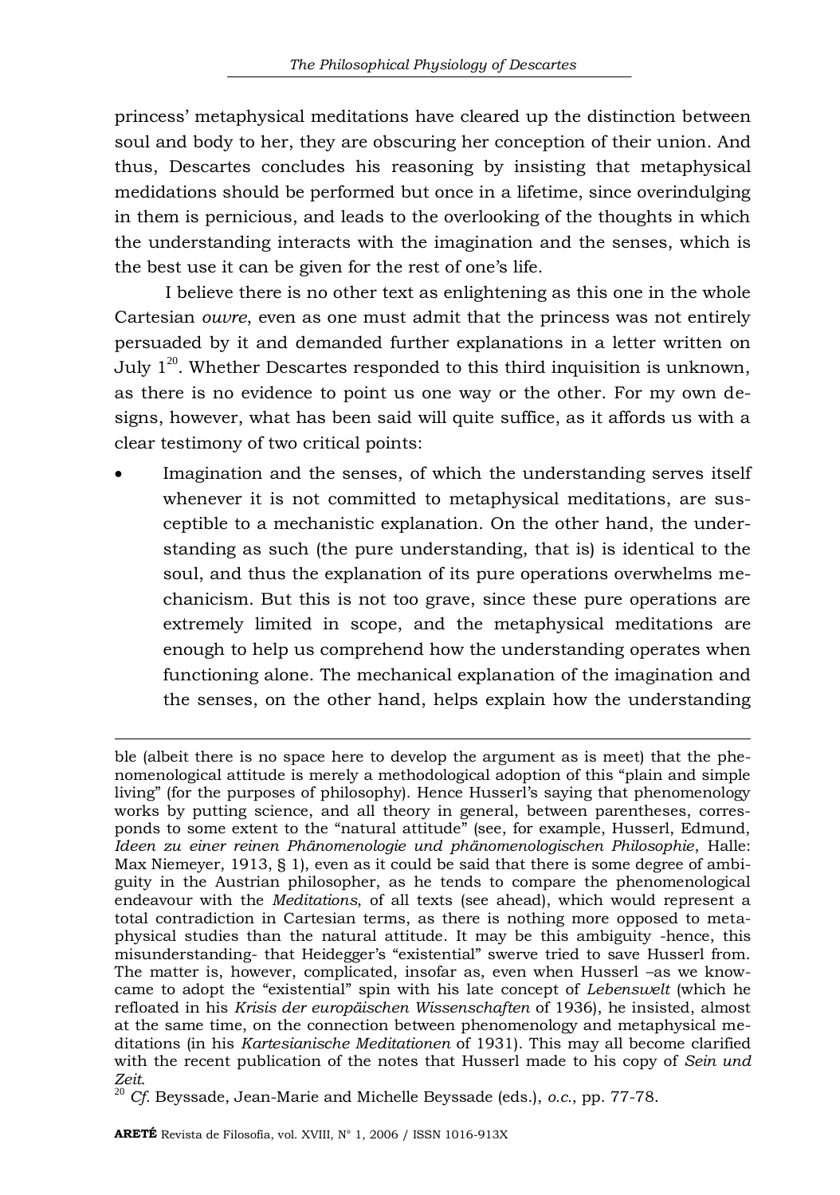princess' metaphysical meditations have cleared up the distinction between soul and body to her, they are obscuring her conception of their union. And thus, Descartes concludes his reasoning by insisting that metaphysical medidations should be performed but once in a lifetime, since overindulging in them is pernicious, and leads to the overlooking of the thoughts in which the understanding interacts with the imagination and the senses, which is the best use it can be given for the rest of one's life.

I believe there is no other text as enlightening as this one in the whole Cartesian *ouvre*, even as one must admit that the princess was not entirely persuaded by it and demanded further explanations in a letter written on July 1[20]. Whether Descartes responded to this third inquisition is unknown, as there is no evidence to point us one way or the other. For my own designs, however, what has been said will quite suffice, as it affords us with a clear testimony of two critical points:

- Imagination and the senses, of which the understanding serves itself whenever it is not committed to metaphysical meditations, are susceptible to a mechanistic explanation. On the other hand, the understanding as such (the pure understanding, that is) is identical to the soul, and thus the explanation of its pure operations overwhelms mechanicism. But this is not too grave, since these pure operations are extremely limited in scope, and the metaphysical meditations are enough to help us comprehend how the understanding operates when functioning alone. The mechanical explanation of the imagination and the senses, on the other hand, helps explain how the understanding

---

ble (albeit there is no space here to develop the argument as is meet) that the phenomenological attitude is merely a methodological adoption of this "plain and simple living" (for the purposes of philosophy). Hence Husserl's saying that phenomenology works by putting science, and all theory in general, between parentheses, corresponds to some extent to the "natural attitude" (see, for example, Husserl, Edmund, *Ideen zu einer reinen Phänomenologie und phänomenologischen Philosophie*, Halle: Max Niemeyer, 1913, § 1), even as it could be said that there is some degree of ambiguity in the Austrian philosopher, as he tends to compare the phenomenological endeavour with the *Meditations*, of all texts (see ahead), which would represent a total contradiction in Cartesian terms, as there is nothing more opposed to metaphysical studies than the natural attitude. It may be this ambiguity -hence, this misunderstanding- that Heidegger's "existential" swerve tried to save Husserl from. The matter is, however, complicated, insofar as, even when Husserl –as we know- came to adopt the "existential" spin with his late concept of *Lebenswelt* (which he refloated in his *Krisis der europäischen Wissenschaften* of 1936), he insisted, almost at the same time, on the connection between phenomenology and metaphysical meditations (in his *Kartesianische Meditationen* of 1931). This may all become clarified with the recent publication of the notes that Husserl made to his copy of *Sein und Zeit*.

[20] *Cf.* Beyssade, Jean-Marie and Michelle Beyssade (eds.), *o.c.*, pp. 77-78.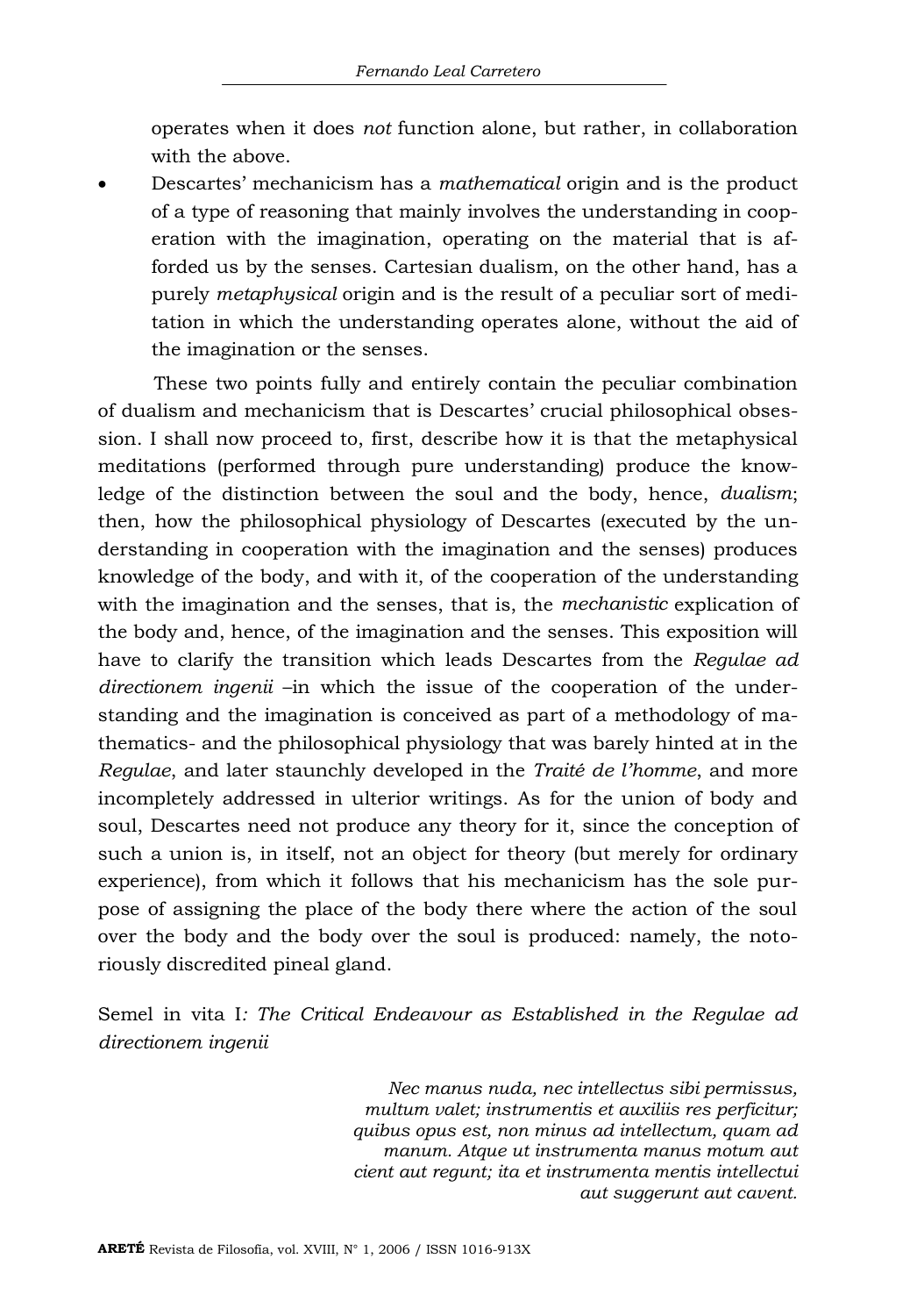operates when it does *not* function alone, but rather, in collaboration with the above.

- Descartes' mechanicism has a *mathematical* origin and is the product of a type of reasoning that mainly involves the understanding in cooperation with the imagination, operating on the material that is afforded us by the senses. Cartesian dualism, on the other hand, has a purely *metaphysical* origin and is the result of a peculiar sort of meditation in which the understanding operates alone, without the aid of the imagination or the senses.

These two points fully and entirely contain the peculiar combination of dualism and mechanicism that is Descartes' crucial philosophical obsession. I shall now proceed to, first, describe how it is that the metaphysical meditations (performed through pure understanding) produce the knowledge of the distinction between the soul and the body, hence, *dualism*; then, how the philosophical physiology of Descartes (executed by the understanding in cooperation with the imagination and the senses) produces knowledge of the body, and with it, of the cooperation of the understanding with the imagination and the senses, that is, the *mechanistic* explication of the body and, hence, of the imagination and the senses. This exposition will have to clarify the transition which leads Descartes from the *Regulae ad directionem ingenii* –in which the issue of the cooperation of the understanding and the imagination is conceived as part of a methodology of mathematics- and the philosophical physiology that was barely hinted at in the *Regulae*, and later staunchly developed in the *Traité de l'homme*, and more incompletely addressed in ulterior writings. As for the union of body and soul, Descartes need not produce any theory for it, since the conception of such a union is, in itself, not an object for theory (but merely for ordinary experience), from which it follows that his mechanicism has the sole purpose of assigning the place of the body there where the action of the soul over the body and the body over the soul is produced: namely, the notoriously discredited pineal gland.

## Semel in vita I*: The Critical Endeavour as Established in the Regulae ad directionem ingenii*

> *Nec manus nuda, nec intellectus sibi permissus, multum valet; instrumentis et auxiliis res perficitur; quibus opus est, non minus ad intellectum, quam ad manum. Atque ut instrumenta manus motum aut cient aut regunt; ita et instrumenta mentis intellectui aut suggerunt aut cavent.*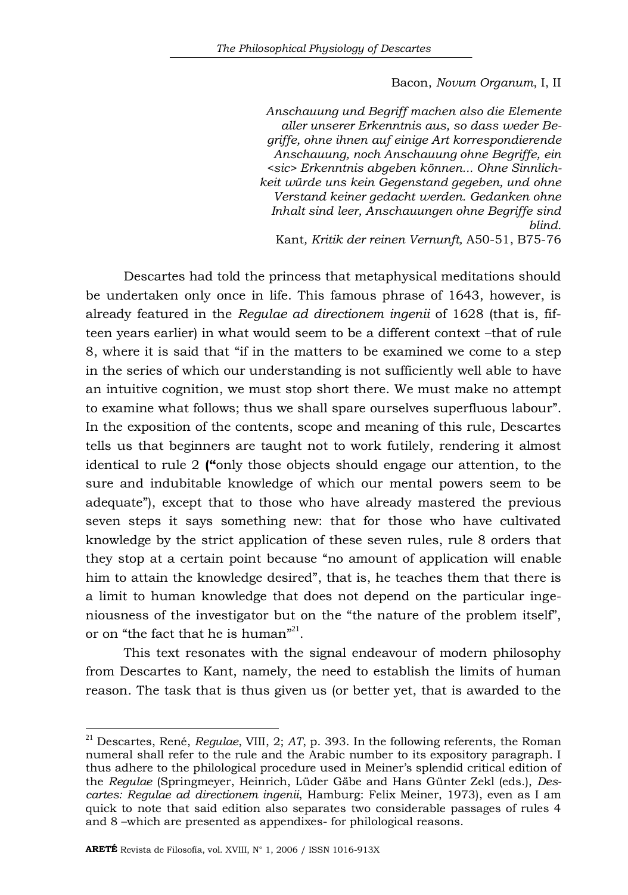Bacon, *Novum Organum*, I, II

*Anschauung und Begriff machen also die Elemente aller unserer Erkenntnis aus, so dass weder Begriffe, ohne ihnen auf einige Art korrespondierende Anschauung, noch Anschauung ohne Begriffe, ein <sic> Erkenntnis abgeben können... Ohne Sinnlichkeit würde uns kein Gegenstand gegeben, und ohne Verstand keiner gedacht werden. Gedanken ohne Inhalt sind leer, Anschauungen ohne Begriffe sind blind.*
Kant*, Kritik der reinen Vernunft,* A50-51, B75-76

Descartes had told the princess that metaphysical meditations should be undertaken only once in life. This famous phrase of 1643, however, is already featured in the *Regulae ad directionem ingenii* of 1628 (that is, fifteen years earlier) in what would seem to be a different context –that of rule 8, where it is said that "if in the matters to be examined we come to a step in the series of which our understanding is not sufficiently well able to have an intuitive cognition, we must stop short there. We must make no attempt to examine what follows; thus we shall spare ourselves superfluous labour". In the exposition of the contents, scope and meaning of this rule, Descartes tells us that beginners are taught not to work futilely, rendering it almost identical to rule 2 **("**only those objects should engage our attention, to the sure and indubitable knowledge of which our mental powers seem to be adequate"), except that to those who have already mastered the previous seven steps it says something new: that for those who have cultivated knowledge by the strict application of these seven rules, rule 8 orders that they stop at a certain point because "no amount of application will enable him to attain the knowledge desired", that is, he teaches them that there is a limit to human knowledge that does not depend on the particular ingeniousness of the investigator but on the "the nature of the problem itself", or on "the fact that he is human"[21].

This text resonates with the signal endeavour of modern philosophy from Descartes to Kant, namely, the need to establish the limits of human reason. The task that is thus given us (or better yet, that is awarded to the

[21] Descartes, René, *Regulae*, VIII, 2; *AT*, p. 393. In the following referents, the Roman numeral shall refer to the rule and the Arabic number to its expository paragraph. I thus adhere to the philological procedure used in Meiner's splendid critical edition of the *Regulae* (Springmeyer, Heinrich, Lüder Gäbe and Hans Günter Zekl (eds.), *Descartes: Regulae ad directionem ingenii*, Hamburg: Felix Meiner, 1973), even as I am quick to note that said edition also separates two considerable passages of rules 4 and 8 –which are presented as appendixes- for philological reasons.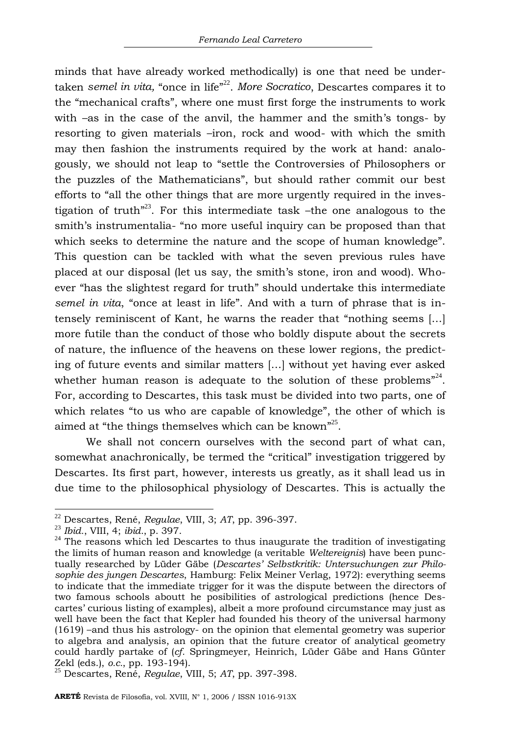minds that have already worked methodically) is one that need be undertaken *semel in vita,* "once in life"[22]. *More Socratico*, Descartes compares it to the "mechanical crafts", where one must first forge the instruments to work with –as in the case of the anvil, the hammer and the smith's tongs- by resorting to given materials –iron, rock and wood- with which the smith may then fashion the instruments required by the work at hand: analogously, we should not leap to "settle the Controversies of Philosophers or the puzzles of the Mathematicians", but should rather commit our best efforts to "all the other things that are more urgently required in the investigation of truth"[23]. For this intermediate task –the one analogous to the smith's instrumentalia- "no more useful inquiry can be proposed than that which seeks to determine the nature and the scope of human knowledge". This question can be tackled with what the seven previous rules have placed at our disposal (let us say, the smith's stone, iron and wood). Whoever "has the slightest regard for truth" should undertake this intermediate *semel in vita*, "once at least in life". And with a turn of phrase that is intensely reminiscent of Kant, he warns the reader that "nothing seems [...] more futile than the conduct of those who boldly dispute about the secrets of nature, the influence of the heavens on these lower regions, the predicting of future events and similar matters [...] without yet having ever asked whether human reason is adequate to the solution of these problems"[24]. For, according to Descartes, this task must be divided into two parts, one of which relates "to us who are capable of knowledge", the other of which is aimed at "the things themselves which can be known"[25].

We shall not concern ourselves with the second part of what can, somewhat anachronically, be termed the "critical" investigation triggered by Descartes. Its first part, however, interests us greatly, as it shall lead us in due time to the philosophical physiology of Descartes. This is actually the

---

[22] Descartes, René, *Regulae*, VIII, 3; *AT*, pp. 396-397.

[23] *Ibid.*, VIII, 4; *ibid.*, p. 397.

[24] The reasons which led Descartes to thus inaugurate the tradition of investigating the limits of human reason and knowledge (a veritable *Weltereignis*) have been punctually researched by Lüder Gäbe (*Descartes' Selbstkritik: Untersuchungen zur Philosophie des jungen Descartes*, Hamburg: Felix Meiner Verlag, 1972): everything seems to indicate that the immediate trigger for it was the dispute between the directors of two famous schools aboutt he posibilities of astrological predictions (hence Descartes' curious listing of examples), albeit a more profound circumstance may just as well have been the fact that Kepler had founded his theory of the universal harmony (1619) –and thus his astrology- on the opinion that elemental geometry was superior to algebra and analysis, an opinion that the future creator of analytical geometry could hardly partake of (*cf.* Springmeyer, Heinrich, Lüder Gäbe and Hans Günter Zekl (eds.), *o.c.*, pp. 193-194).

[25] Descartes, René, *Regulae*, VIII, 5; *AT*, pp. 397-398.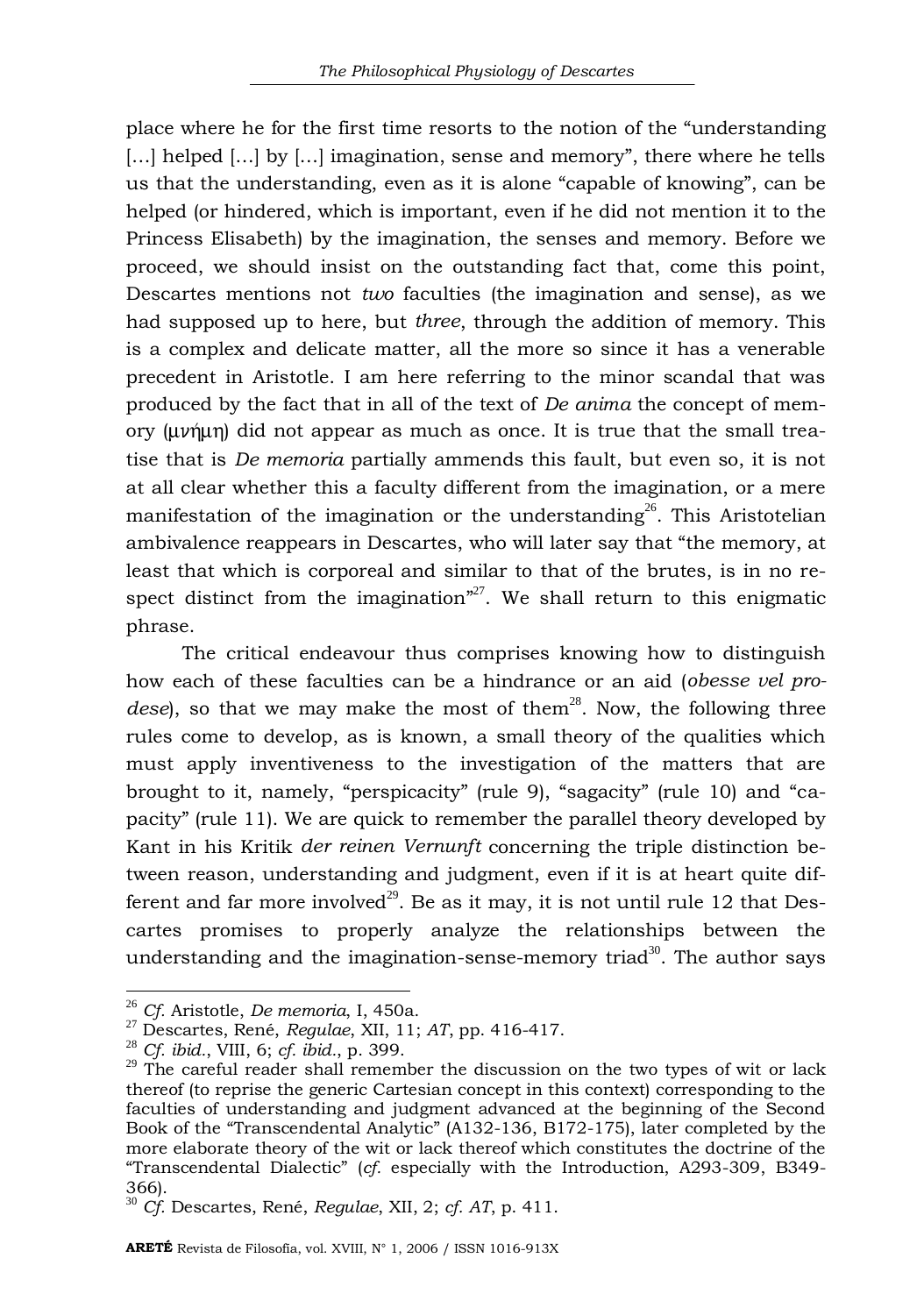place where he for the first time resorts to the notion of the "understanding […] helped […] by […] imagination, sense and memory", there where he tells us that the understanding, even as it is alone "capable of knowing", can be helped (or hindered, which is important, even if he did not mention it to the Princess Elisabeth) by the imagination, the senses and memory. Before we proceed, we should insist on the outstanding fact that, come this point, Descartes mentions not *two* faculties (the imagination and sense), as we had supposed up to here, but *three*, through the addition of memory. This is a complex and delicate matter, all the more so since it has a venerable precedent in Aristotle. I am here referring to the minor scandal that was produced by the fact that in all of the text of *De anima* the concept of memory (μνήμη) did not appear as much as once. It is true that the small treatise that is *De memoria* partially ammends this fault, but even so, it is not at all clear whether this a faculty different from the imagination, or a mere manifestation of the imagination or the understanding[26]. This Aristotelian ambivalence reappears in Descartes, who will later say that "the memory, at least that which is corporeal and similar to that of the brutes, is in no respect distinct from the imagination"[27]. We shall return to this enigmatic phrase.

The critical endeavour thus comprises knowing how to distinguish how each of these faculties can be a hindrance or an aid (*obesse vel prodese*), so that we may make the most of them[28]. Now, the following three rules come to develop, as is known, a small theory of the qualities which must apply inventiveness to the investigation of the matters that are brought to it, namely, "perspicacity" (rule 9), "sagacity" (rule 10) and "capacity" (rule 11). We are quick to remember the parallel theory developed by Kant in his Kritik *der reinen Vernunft* concerning the triple distinction between reason, understanding and judgment, even if it is at heart quite different and far more involved[29]. Be as it may, it is not until rule 12 that Descartes promises to properly analyze the relationships between the understanding and the imagination-sense-memory triad[30]. The author says

---

[26] *Cf.* Aristotle, *De memoria*, I, 450a.

[27] Descartes, René, *Regulae*, XII, 11; *AT*, pp. 416-417.

[28] *Cf. ibid.*, VIII, 6; *cf. ibid.*, p. 399.

[29] The careful reader shall remember the discussion on the two types of wit or lack thereof (to reprise the generic Cartesian concept in this context) corresponding to the faculties of understanding and judgment advanced at the beginning of the Second Book of the "Transcendental Analytic" (A132-136, B172-175), later completed by the more elaborate theory of the wit or lack thereof which constitutes the doctrine of the "Transcendental Dialectic" (*cf.* especially with the Introduction, A293-309, B349-366).

[30] *Cf.* Descartes, René, *Regulae*, XII, 2; *cf. AT*, p. 411.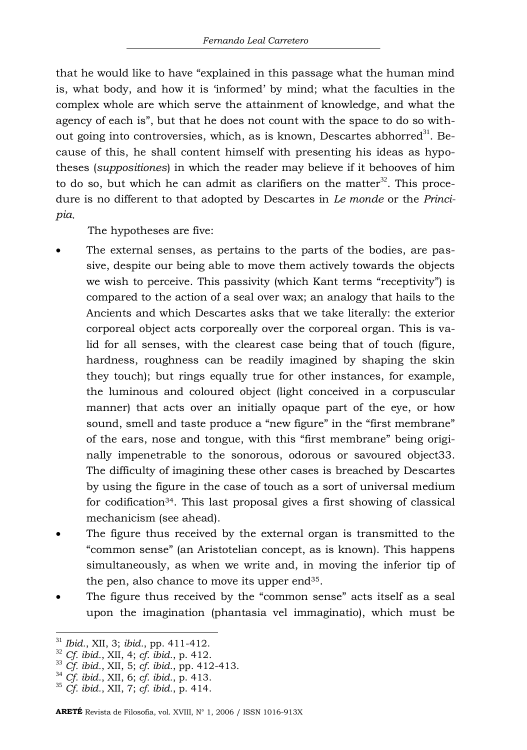that he would like to have "explained in this passage what the human mind is, what body, and how it is 'informed' by mind; what the faculties in the complex whole are which serve the attainment of knowledge, and what the agency of each is", but that he does not count with the space to do so without going into controversies, which, as is known, Descartes abhorred[31]. Because of this, he shall content himself with presenting his ideas as hypotheses (*suppositiones*) in which the reader may believe if it behooves of him to do so, but which he can admit as clarifiers on the matter[32]. This procedure is no different to that adopted by Descartes in *Le monde* or the *Principia*.

The hypotheses are five:

- The external senses, as pertains to the parts of the bodies, are passive, despite our being able to move them actively towards the objects we wish to perceive. This passivity (which Kant terms "receptivity") is compared to the action of a seal over wax; an analogy that hails to the Ancients and which Descartes asks that we take literally: the exterior corporeal object acts corporeally over the corporeal organ. This is valid for all senses, with the clearest case being that of touch (figure, hardness, roughness can be readily imagined by shaping the skin they touch); but rings equally true for other instances, for example, the luminous and coloured object (light conceived in a corpuscular manner) that acts over an initially opaque part of the eye, or how sound, smell and taste produce a "new figure" in the "first membrane" of the ears, nose and tongue, with this "first membrane" being originally impenetrable to the sonorous, odorous or savoured object33. The difficulty of imagining these other cases is breached by Descartes by using the figure in the case of touch as a sort of universal medium for codification[34]. This last proposal gives a first showing of classical mechanicism (see ahead).
- The figure thus received by the external organ is transmitted to the "common sense" (an Aristotelian concept, as is known). This happens simultaneously, as when we write and, in moving the inferior tip of the pen, also chance to move its upper end[35].
- The figure thus received by the "common sense" acts itself as a seal upon the imagination (phantasia vel immaginatio), which must be

---

[31] *Ibid.*, XII, 3; *ibid.*, pp. 411-412.
[32] *Cf. ibid.*, XII, 4; *cf. ibid.*, p. 412.
[33] *Cf. ibid.*, XII, 5; *cf. ibid.*, pp. 412-413.
[34] *Cf. ibid.*, XII, 6; *cf. ibid.*, p. 413.
[35] *Cf. ibid.*, XII, 7; *cf. ibid.*, p. 414.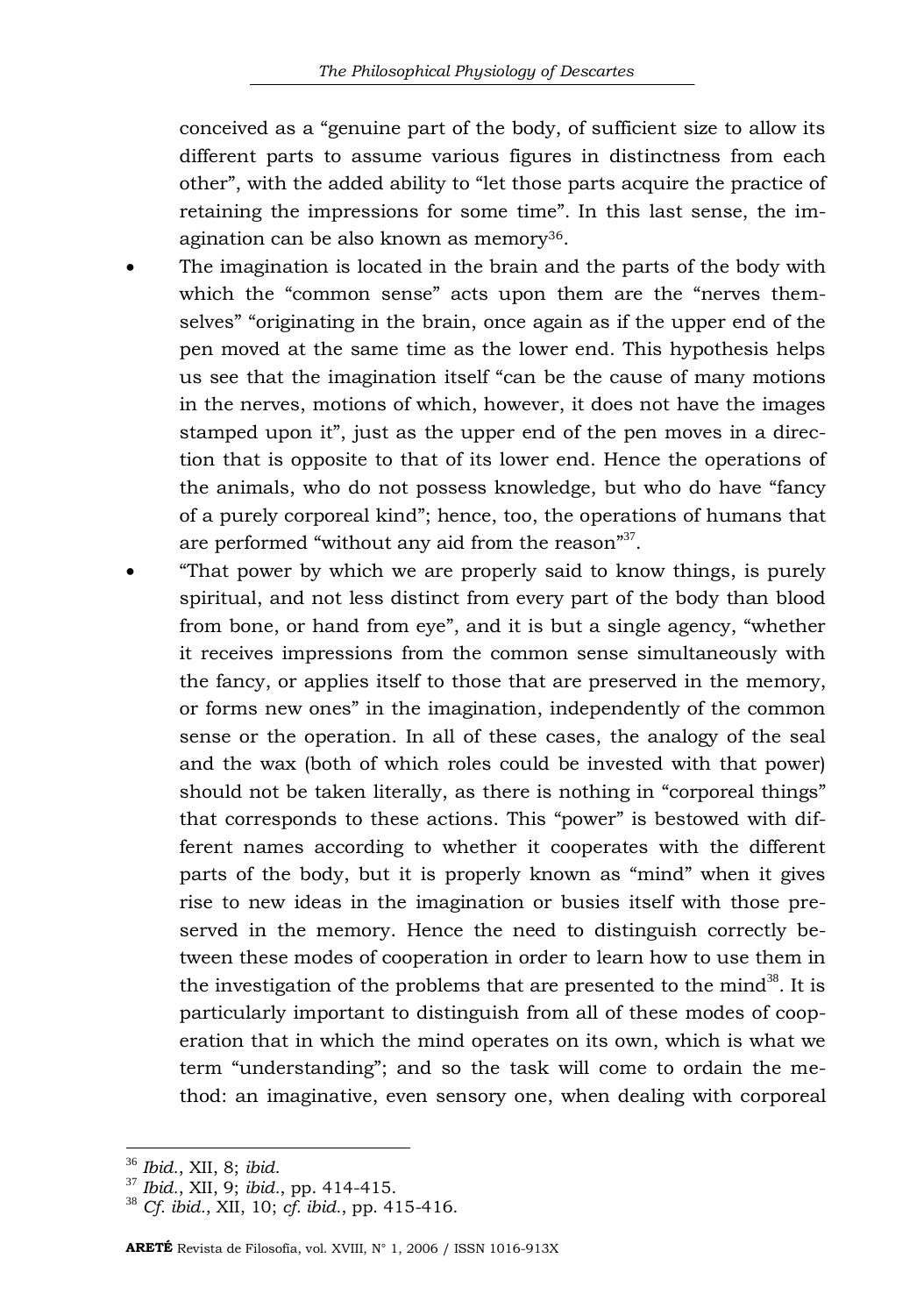conceived as a "genuine part of the body, of sufficient size to allow its different parts to assume various figures in distinctness from each other", with the added ability to "let those parts acquire the practice of retaining the impressions for some time". In this last sense, the imagination can be also known as memory[36].

- The imagination is located in the brain and the parts of the body with which the "common sense" acts upon them are the "nerves themselves" "originating in the brain, once again as if the upper end of the pen moved at the same time as the lower end. This hypothesis helps us see that the imagination itself "can be the cause of many motions in the nerves, motions of which, however, it does not have the images stamped upon it", just as the upper end of the pen moves in a direction that is opposite to that of its lower end. Hence the operations of the animals, who do not possess knowledge, but who do have "fancy of a purely corporeal kind"; hence, too, the operations of humans that are performed "without any aid from the reason"[37].
- "That power by which we are properly said to know things, is purely spiritual, and not less distinct from every part of the body than blood from bone, or hand from eye", and it is but a single agency, "whether it receives impressions from the common sense simultaneously with the fancy, or applies itself to those that are preserved in the memory, or forms new ones" in the imagination, independently of the common sense or the operation. In all of these cases, the analogy of the seal and the wax (both of which roles could be invested with that power) should not be taken literally, as there is nothing in "corporeal things" that corresponds to these actions. This "power" is bestowed with different names according to whether it cooperates with the different parts of the body, but it is properly known as "mind" when it gives rise to new ideas in the imagination or busies itself with those preserved in the memory. Hence the need to distinguish correctly between these modes of cooperation in order to learn how to use them in the investigation of the problems that are presented to the mind[38]. It is particularly important to distinguish from all of these modes of cooperation that in which the mind operates on its own, which is what we term "understanding"; and so the task will come to ordain the method: an imaginative, even sensory one, when dealing with corporeal

---

[36] *Ibid.*, XII, 8; *ibid.*

[37] *Ibid.*, XII, 9; *ibid.*, pp. 414-415.

[38] *Cf. ibid.*, XII, 10; *cf. ibid.*, pp. 415-416.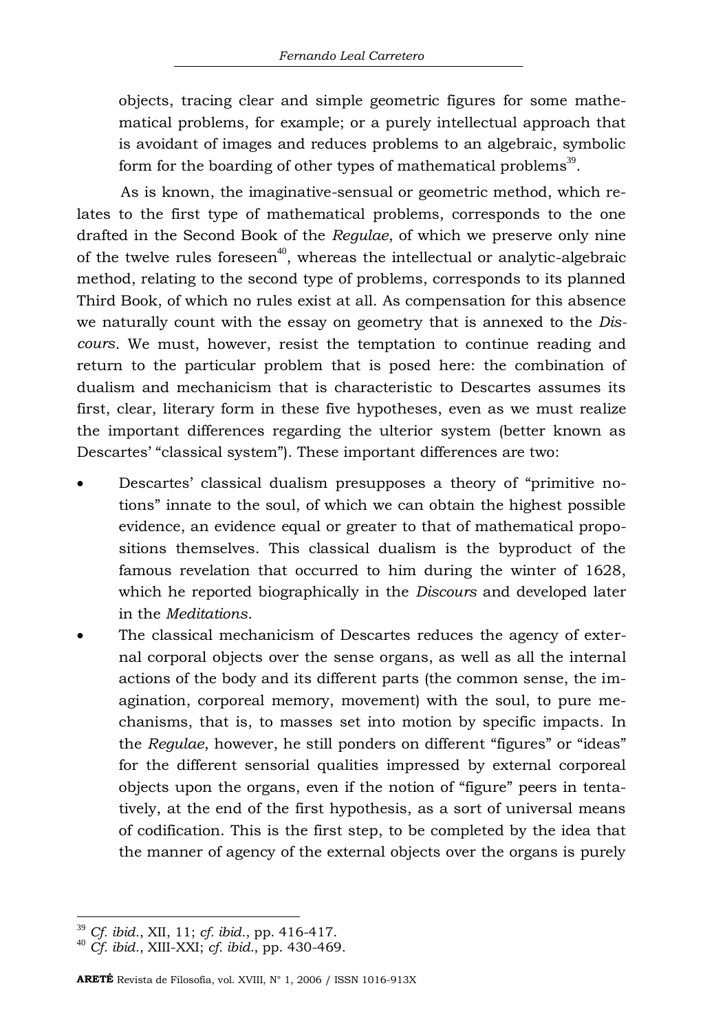objects, tracing clear and simple geometric figures for some mathematical problems, for example; or a purely intellectual approach that is avoidant of images and reduces problems to an algebraic, symbolic form for the boarding of other types of mathematical problems[39].

As is known, the imaginative-sensual or geometric method, which relates to the first type of mathematical problems, corresponds to the one drafted in the Second Book of the *Regulae*, of which we preserve only nine of the twelve rules foreseen[40], whereas the intellectual or analytic-algebraic method, relating to the second type of problems, corresponds to its planned Third Book, of which no rules exist at all. As compensation for this absence we naturally count with the essay on geometry that is annexed to the *Discours*. We must, however, resist the temptation to continue reading and return to the particular problem that is posed here: the combination of dualism and mechanicism that is characteristic to Descartes assumes its first, clear, literary form in these five hypotheses, even as we must realize the important differences regarding the ulterior system (better known as Descartes' "classical system"). These important differences are two:

- Descartes' classical dualism presupposes a theory of "primitive notions" innate to the soul, of which we can obtain the highest possible evidence, an evidence equal or greater to that of mathematical propositions themselves. This classical dualism is the byproduct of the famous revelation that occurred to him during the winter of 1628, which he reported biographically in the *Discours* and developed later in the *Meditations*.
- The classical mechanicism of Descartes reduces the agency of external corporal objects over the sense organs, as well as all the internal actions of the body and its different parts (the common sense, the imagination, corporeal memory, movement) with the soul, to pure mechanisms, that is, to masses set into motion by specific impacts. In the *Regulae*, however, he still ponders on different "figures" or "ideas" for the different sensorial qualities impressed by external corporeal objects upon the organs, even if the notion of "figure" peers in tentatively, at the end of the first hypothesis, as a sort of universal means of codification. This is the first step, to be completed by the idea that the manner of agency of the external objects over the organs is purely

---

[39] *Cf. ibid.*, XII, 11; *cf. ibid.*, pp. 416-417.

[40] *Cf. ibid.*, XIII-XXI; *cf. ibid.*, pp. 430-469.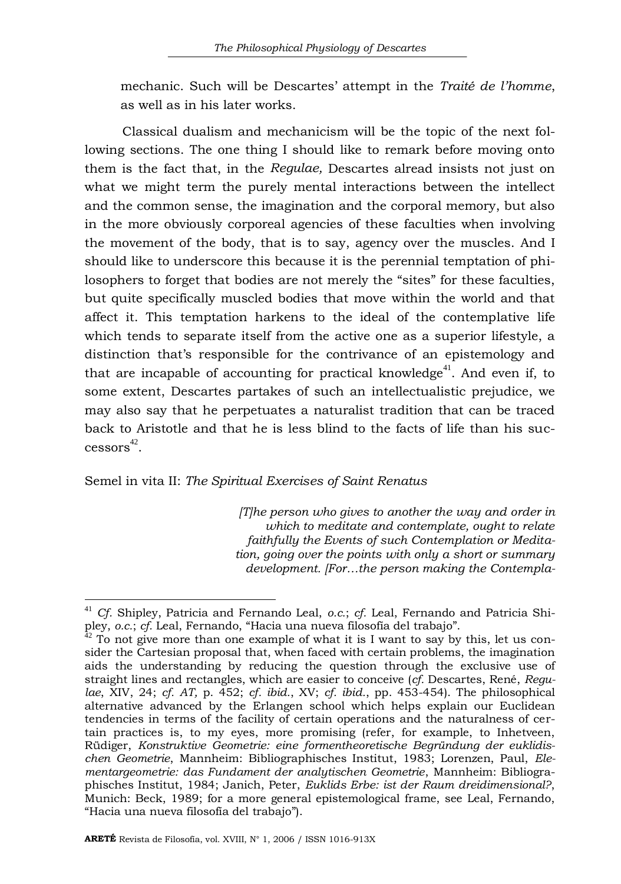mechanic. Such will be Descartes' attempt in the *Traité de l'homme*, as well as in his later works.

Classical dualism and mechanicism will be the topic of the next following sections. The one thing I should like to remark before moving onto them is the fact that, in the *Regulae,* Descartes alread insists not just on what we might term the purely mental interactions between the intellect and the common sense, the imagination and the corporal memory, but also in the more obviously corporeal agencies of these faculties when involving the movement of the body, that is to say, agency over the muscles. And I should like to underscore this because it is the perennial temptation of philosophers to forget that bodies are not merely the "sites" for these faculties, but quite specifically muscled bodies that move within the world and that affect it. This temptation harkens to the ideal of the contemplative life which tends to separate itself from the active one as a superior lifestyle, a distinction that's responsible for the contrivance of an epistemology and that are incapable of accounting for practical knowledge[41]. And even if, to some extent, Descartes partakes of such an intellectualistic prejudice, we may also say that he perpetuates a naturalist tradition that can be traced back to Aristotle and that he is less blind to the facts of life than his successors[42].

## Semel in vita II: *The Spiritual Exercises of Saint Renatus*

> *[T]he person who gives to another the way and order in which to meditate and contemplate, ought to relate faithfully the Events of such Contemplation or Meditation, going over the points with only a short or summary development. [For…the person making the Contempla-*

---

[41] *Cf.* Shipley, Patricia and Fernando Leal, *o.c.*; *cf.* Leal, Fernando and Patricia Shipley, *o.c.*; *cf.* Leal, Fernando, "Hacia una nueva filosofía del trabajo".

[42] To not give more than one example of what it is I want to say by this, let us consider the Cartesian proposal that, when faced with certain problems, the imagination aids the understanding by reducing the question through the exclusive use of straight lines and rectangles, which are easier to conceive (*cf.* Descartes, René, *Regulae*, XIV, 24; *cf. AT,* p. 452; *cf. ibid.*, XV; *cf. ibid.*, pp. 453-454). The philosophical alternative advanced by the Erlangen school which helps explain our Euclidean tendencies in terms of the facility of certain operations and the naturalness of certain practices is, to my eyes, more promising (refer, for example, to Inhetveen, Rüdiger, *Konstruktive Geometrie: eine formentheoretische Begründung der euklidischen Geometrie*, Mannheim: Bibliographisches Institut, 1983; Lorenzen, Paul, *Elementargeometrie: das Fundament der analytischen Geometrie*, Mannheim: Bibliographisches Institut, 1984; Janich, Peter, *Euklids Erbe: ist der Raum dreidimensional?*, Munich: Beck, 1989; for a more general epistemological frame, see Leal, Fernando, "Hacia una nueva filosofía del trabajo").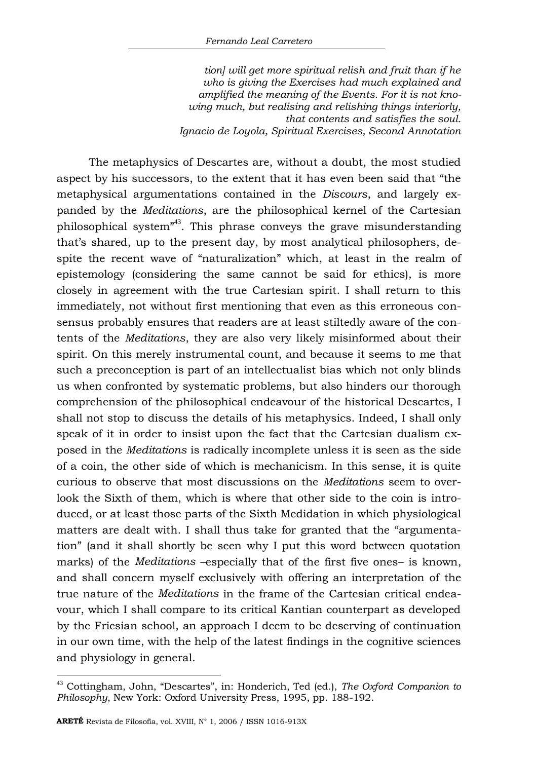*tion] will get more spiritual relish and fruit than if he who is giving the Exercises had much explained and amplified the meaning of the Events. For it is not knowing much, but realising and relishing things interiorly, that contents and satisfies the soul.*
*Ignacio de Loyola, Spiritual Exercises, Second Annotation*

The metaphysics of Descartes are, without a doubt, the most studied aspect by his successors, to the extent that it has even been said that "the metaphysical argumentations contained in the *Discours*, and largely expanded by the *Meditations*, are the philosophical kernel of the Cartesian philosophical system"[43]. This phrase conveys the grave misunderstanding that's shared, up to the present day, by most analytical philosophers, despite the recent wave of "naturalization" which, at least in the realm of epistemology (considering the same cannot be said for ethics), is more closely in agreement with the true Cartesian spirit. I shall return to this immediately, not without first mentioning that even as this erroneous consensus probably ensures that readers are at least stiltedly aware of the contents of the *Meditations*, they are also very likely misinformed about their spirit. On this merely instrumental count, and because it seems to me that such a preconception is part of an intellectualist bias which not only blinds us when confronted by systematic problems, but also hinders our thorough comprehension of the philosophical endeavour of the historical Descartes, I shall not stop to discuss the details of his metaphysics. Indeed, I shall only speak of it in order to insist upon the fact that the Cartesian dualism exposed in the *Meditations* is radically incomplete unless it is seen as the side of a coin, the other side of which is mechanicism. In this sense, it is quite curious to observe that most discussions on the *Meditations* seem to overlook the Sixth of them, which is where that other side to the coin is introduced, or at least those parts of the Sixth Medidation in which physiological matters are dealt with. I shall thus take for granted that the "argumentation" (and it shall shortly be seen why I put this word between quotation marks) of the *Meditations* –especially that of the first five ones– is known, and shall concern myself exclusively with offering an interpretation of the true nature of the *Meditations* in the frame of the Cartesian critical endeavour, which I shall compare to its critical Kantian counterpart as developed by the Friesian school, an approach I deem to be deserving of continuation in our own time, with the help of the latest findings in the cognitive sciences and physiology in general.

[43] Cottingham, John, "Descartes", in: Honderich, Ted (ed.), *The Oxford Companion to Philosophy*, New York: Oxford University Press, 1995, pp. 188-192.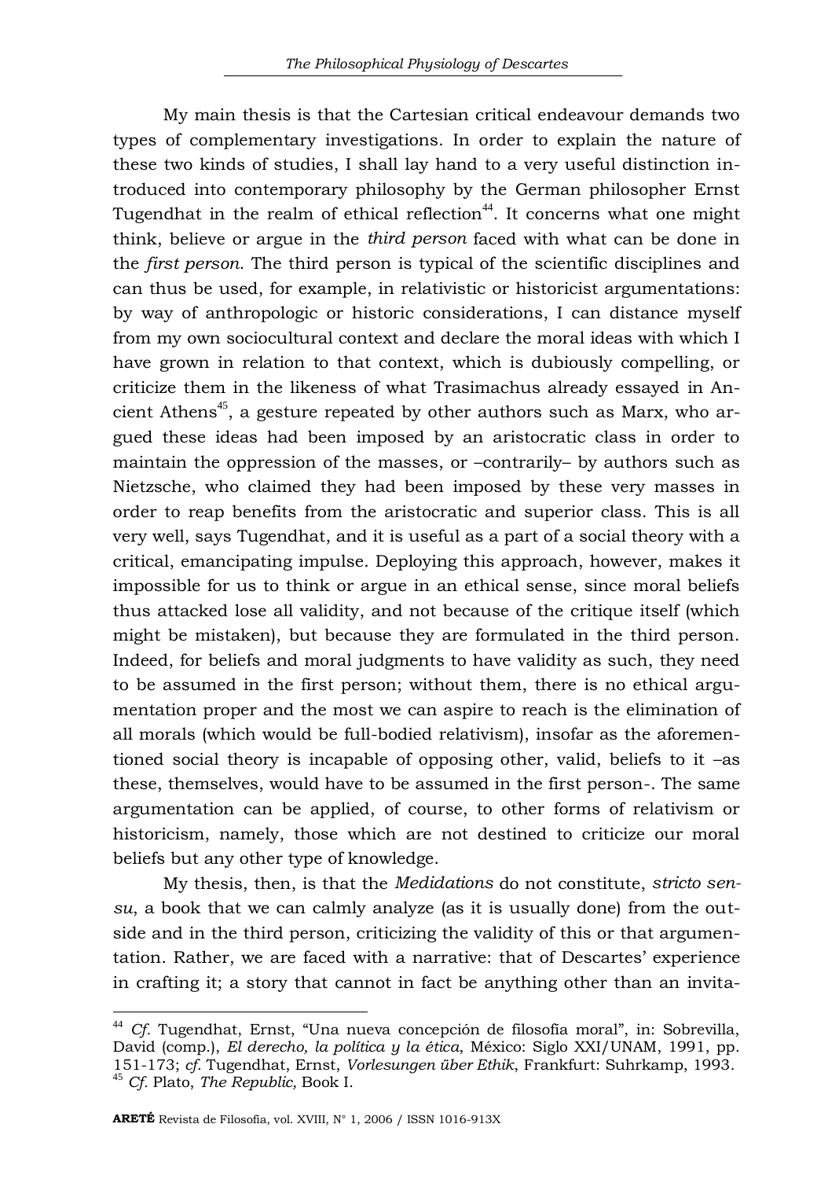My main thesis is that the Cartesian critical endeavour demands two types of complementary investigations. In order to explain the nature of these two kinds of studies, I shall lay hand to a very useful distinction introduced into contemporary philosophy by the German philosopher Ernst Tugendhat in the realm of ethical reflection[44]. It concerns what one might think, believe or argue in the *third person* faced with what can be done in the *first person*. The third person is typical of the scientific disciplines and can thus be used, for example, in relativistic or historicist argumentations: by way of anthropologic or historic considerations, I can distance myself from my own sociocultural context and declare the moral ideas with which I have grown in relation to that context, which is dubiously compelling, or criticize them in the likeness of what Trasimachus already essayed in Ancient Athens[45], a gesture repeated by other authors such as Marx, who argued these ideas had been imposed by an aristocratic class in order to maintain the oppression of the masses, or –contrarily– by authors such as Nietzsche, who claimed they had been imposed by these very masses in order to reap benefits from the aristocratic and superior class. This is all very well, says Tugendhat, and it is useful as a part of a social theory with a critical, emancipating impulse. Deploying this approach, however, makes it impossible for us to think or argue in an ethical sense, since moral beliefs thus attacked lose all validity, and not because of the critique itself (which might be mistaken), but because they are formulated in the third person. Indeed, for beliefs and moral judgments to have validity as such, they need to be assumed in the first person; without them, there is no ethical argumentation proper and the most we can aspire to reach is the elimination of all morals (which would be full-bodied relativism), insofar as the aforementioned social theory is incapable of opposing other, valid, beliefs to it –as these, themselves, would have to be assumed in the first person-. The same argumentation can be applied, of course, to other forms of relativism or historicism, namely, those which are not destined to criticize our moral beliefs but any other type of knowledge.

My thesis, then, is that the *Medidations* do not constitute, *stricto sensu*, a book that we can calmly analyze (as it is usually done) from the outside and in the third person, criticizing the validity of this or that argumentation. Rather, we are faced with a narrative: that of Descartes' experience in crafting it; a story that cannot in fact be anything other than an invita-

---

[44] *Cf.* Tugendhat, Ernst, "Una nueva concepción de filosofía moral", in: Sobrevilla, David (comp.), *El derecho, la política y la ética*, México: Siglo XXI/UNAM, 1991, pp. 151-173; *cf.* Tugendhat, Ernst, *Vorlesungen über Ethik*, Frankfurt: Suhrkamp, 1993.

[45] *Cf.* Plato, *The Republic,* Book I.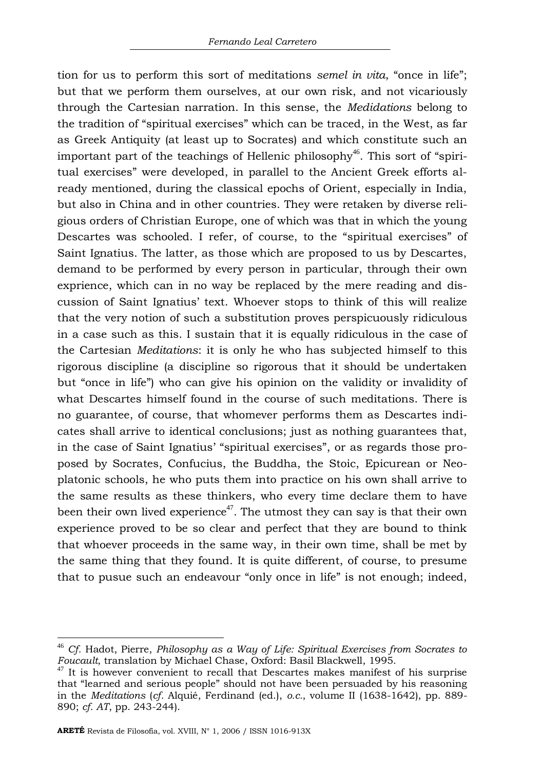tion for us to perform this sort of meditations *semel in vita*, "once in life"; but that we perform them ourselves, at our own risk, and not vicariously through the Cartesian narration. In this sense, the *Medidations* belong to the tradition of "spiritual exercises" which can be traced, in the West, as far as Greek Antiquity (at least up to Socrates) and which constitute such an important part of the teachings of Hellenic philosophy[46]. This sort of "spiritual exercises" were developed, in parallel to the Ancient Greek efforts already mentioned, during the classical epochs of Orient, especially in India, but also in China and in other countries. They were retaken by diverse religious orders of Christian Europe, one of which was that in which the young Descartes was schooled. I refer, of course, to the "spiritual exercises" of Saint Ignatius. The latter, as those which are proposed to us by Descartes, demand to be performed by every person in particular, through their own exprience, which can in no way be replaced by the mere reading and discussion of Saint Ignatius' text. Whoever stops to think of this will realize that the very notion of such a substitution proves perspicuously ridiculous in a case such as this. I sustain that it is equally ridiculous in the case of the Cartesian *Meditations*: it is only he who has subjected himself to this rigorous discipline (a discipline so rigorous that it should be undertaken but "once in life") who can give his opinion on the validity or invalidity of what Descartes himself found in the course of such meditations. There is no guarantee, of course, that whomever performs them as Descartes indicates shall arrive to identical conclusions; just as nothing guarantees that, in the case of Saint Ignatius' "spiritual exercises", or as regards those proposed by Socrates, Confucius, the Buddha, the Stoic, Epicurean or Neoplatonic schools, he who puts them into practice on his own shall arrive to the same results as these thinkers, who every time declare them to have been their own lived experience[47]. The utmost they can say is that their own experience proved to be so clear and perfect that they are bound to think that whoever proceeds in the same way, in their own time, shall be met by the same thing that they found. It is quite different, of course, to presume that to pusue such an endeavour "only once in life" is not enough; indeed,

---

[46] *Cf.* Hadot, Pierre, *Philosophy as a Way of Life: Spiritual Exercises from Socrates to Foucault*, translation by Michael Chase, Oxford: Basil Blackwell, 1995.

[47] It is however convenient to recall that Descartes makes manifest of his surprise that "learned and serious people" should not have been persuaded by his reasoning in the *Meditations* (*cf*. Alquié, Ferdinand (ed.), *o.c.*, volume II (1638-1642), pp. 889-890; *cf. AT*, pp. 243-244).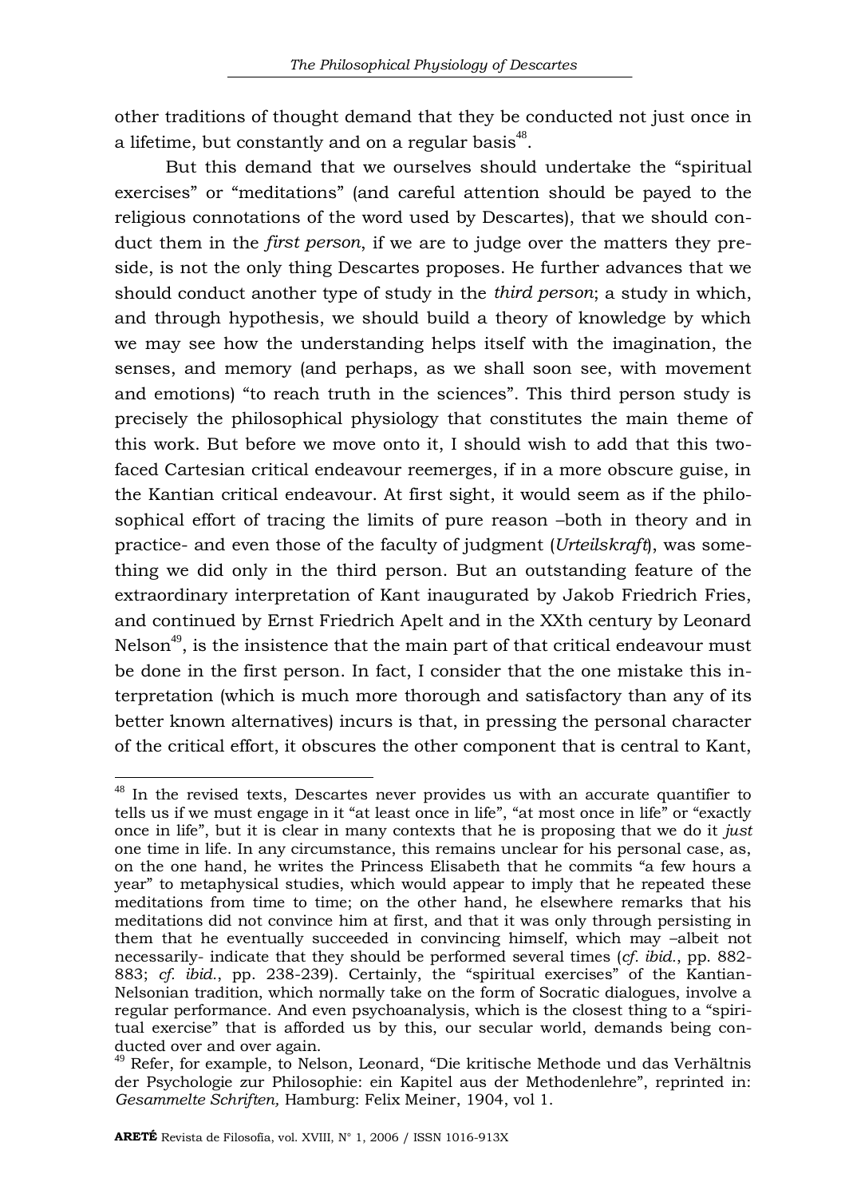other traditions of thought demand that they be conducted not just once in a lifetime, but constantly and on a regular basis[48].

But this demand that we ourselves should undertake the "spiritual exercises" or "meditations" (and careful attention should be payed to the religious connotations of the word used by Descartes), that we should conduct them in the *first person*, if we are to judge over the matters they preside, is not the only thing Descartes proposes. He further advances that we should conduct another type of study in the *third person*; a study in which, and through hypothesis, we should build a theory of knowledge by which we may see how the understanding helps itself with the imagination, the senses, and memory (and perhaps, as we shall soon see, with movement and emotions) "to reach truth in the sciences". This third person study is precisely the philosophical physiology that constitutes the main theme of this work. But before we move onto it, I should wish to add that this two-faced Cartesian critical endeavour reemerges, if in a more obscure guise, in the Kantian critical endeavour. At first sight, it would seem as if the philosophical effort of tracing the limits of pure reason –both in theory and in practice- and even those of the faculty of judgment (*Urteilskraft*), was something we did only in the third person. But an outstanding feature of the extraordinary interpretation of Kant inaugurated by Jakob Friedrich Fries, and continued by Ernst Friedrich Apelt and in the XXth century by Leonard Nelson[49], is the insistence that the main part of that critical endeavour must be done in the first person. In fact, I consider that the one mistake this interpretation (which is much more thorough and satisfactory than any of its better known alternatives) incurs is that, in pressing the personal character of the critical effort, it obscures the other component that is central to Kant,

---

[48] In the revised texts, Descartes never provides us with an accurate quantifier to tells us if we must engage in it "at least once in life", "at most once in life" or "exactly once in life", but it is clear in many contexts that he is proposing that we do it *just* one time in life. In any circumstance, this remains unclear for his personal case, as, on the one hand, he writes the Princess Elisabeth that he commits "a few hours a year" to metaphysical studies, which would appear to imply that he repeated these meditations from time to time; on the other hand, he elsewhere remarks that his meditations did not convince him at first, and that it was only through persisting in them that he eventually succeeded in convincing himself, which may –albeit not necessarily- indicate that they should be performed several times (*cf. ibid.*, pp. 882-883; *cf. ibid.*, pp. 238-239). Certainly, the "spiritual exercises" of the Kantian-Nelsonian tradition, which normally take on the form of Socratic dialogues, involve a regular performance. And even psychoanalysis, which is the closest thing to a "spiritual exercise" that is afforded us by this, our secular world, demands being conducted over and over again.

[49] Refer, for example, to Nelson, Leonard, "Die kritische Methode und das Verhältnis der Psychologie zur Philosophie: ein Kapitel aus der Methodenlehre", reprinted in: *Gesammelte Schriften,* Hamburg: Felix Meiner, 1904, vol 1.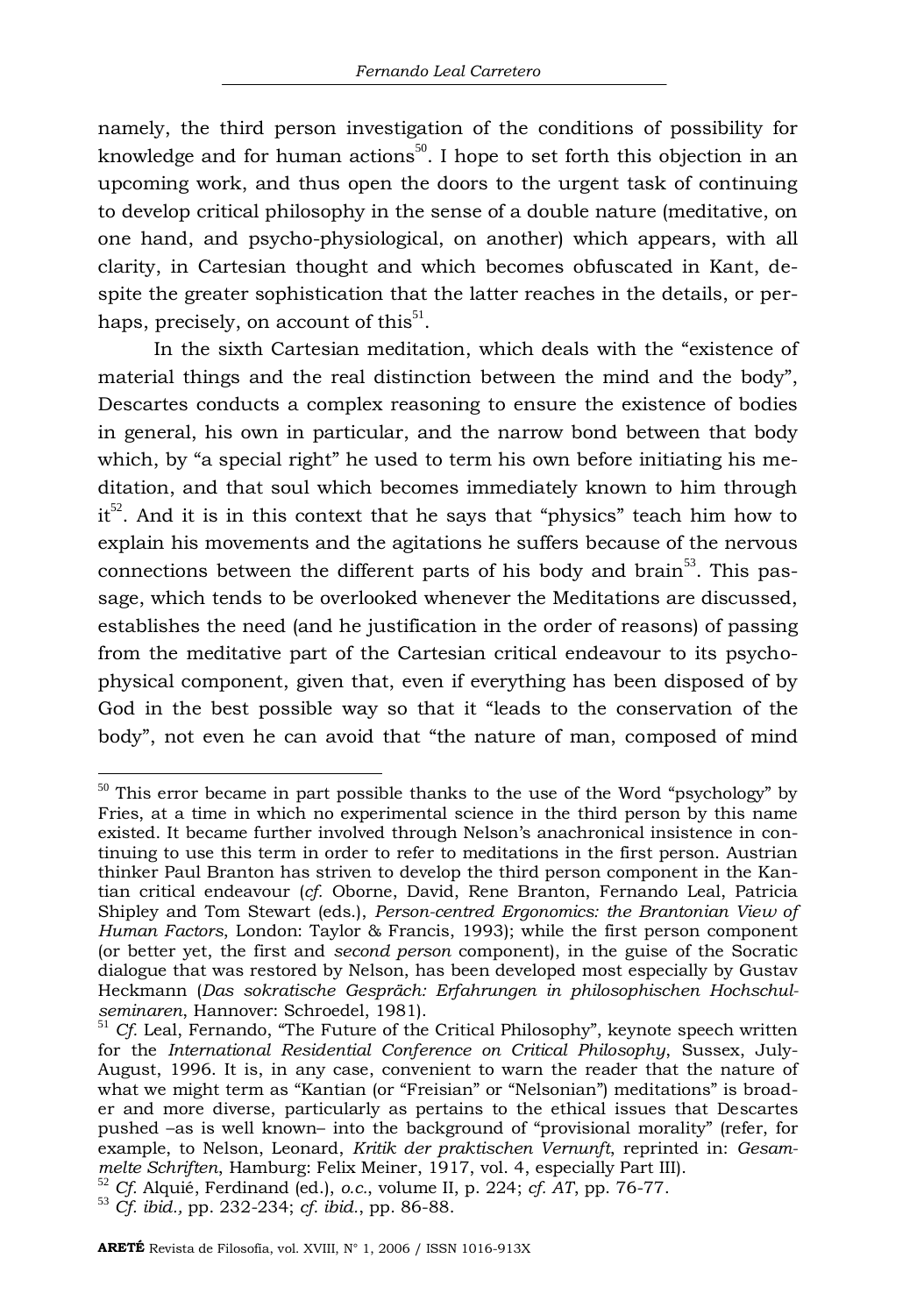namely, the third person investigation of the conditions of possibility for knowledge and for human actions[50]. I hope to set forth this objection in an upcoming work, and thus open the doors to the urgent task of continuing to develop critical philosophy in the sense of a double nature (meditative, on one hand, and psycho-physiological, on another) which appears, with all clarity, in Cartesian thought and which becomes obfuscated in Kant, despite the greater sophistication that the latter reaches in the details, or perhaps, precisely, on account of this[51].

In the sixth Cartesian meditation, which deals with the "existence of material things and the real distinction between the mind and the body", Descartes conducts a complex reasoning to ensure the existence of bodies in general, his own in particular, and the narrow bond between that body which, by "a special right" he used to term his own before initiating his meditation, and that soul which becomes immediately known to him through it[52]. And it is in this context that he says that "physics" teach him how to explain his movements and the agitations he suffers because of the nervous connections between the different parts of his body and brain[53]. This passage, which tends to be overlooked whenever the Meditations are discussed, establishes the need (and he justification in the order of reasons) of passing from the meditative part of the Cartesian critical endeavour to its psycho-physical component, given that, even if everything has been disposed of by God in the best possible way so that it "leads to the conservation of the body", not even he can avoid that "the nature of man, composed of mind

---

[50] This error became in part possible thanks to the use of the Word "psychology" by Fries, at a time in which no experimental science in the third person by this name existed. It became further involved through Nelson's anachronical insistence in continuing to use this term in order to refer to meditations in the first person. Austrian thinker Paul Branton has striven to develop the third person component in the Kantian critical endeavour (*cf.* Oborne, David, Rene Branton, Fernando Leal, Patricia Shipley and Tom Stewart (eds.), *Person-centred Ergonomics: the Brantonian View of Human Factors*, London: Taylor & Francis, 1993); while the first person component (or better yet, the first and *second person* component), in the guise of the Socratic dialogue that was restored by Nelson, has been developed most especially by Gustav Heckmann (*Das sokratische Gespräch: Erfahrungen in philosophischen Hochschulseminaren*, Hannover: Schroedel, 1981).

[51] *Cf.* Leal, Fernando, "The Future of the Critical Philosophy", keynote speech written for the *International Residential Conference on Critical Philosophy*, Sussex, July-August, 1996. It is, in any case, convenient to warn the reader that the nature of what we might term as "Kantian (or "Freisian" or "Nelsonian") meditations" is broader and more diverse, particularly as pertains to the ethical issues that Descartes pushed –as is well known– into the background of "provisional morality" (refer, for example, to Nelson, Leonard, *Kritik der praktischen Vernunft*, reprinted in: *Gesammelte Schriften*, Hamburg: Felix Meiner, 1917, vol. 4, especially Part III).

[52] *Cf.* Alquié, Ferdinand (ed.), *o.c.*, volume II, p. 224; *cf. AT*, pp. 76-77.

[53] *Cf. ibid.,* pp. 232-234; *cf. ibid.*, pp. 86-88.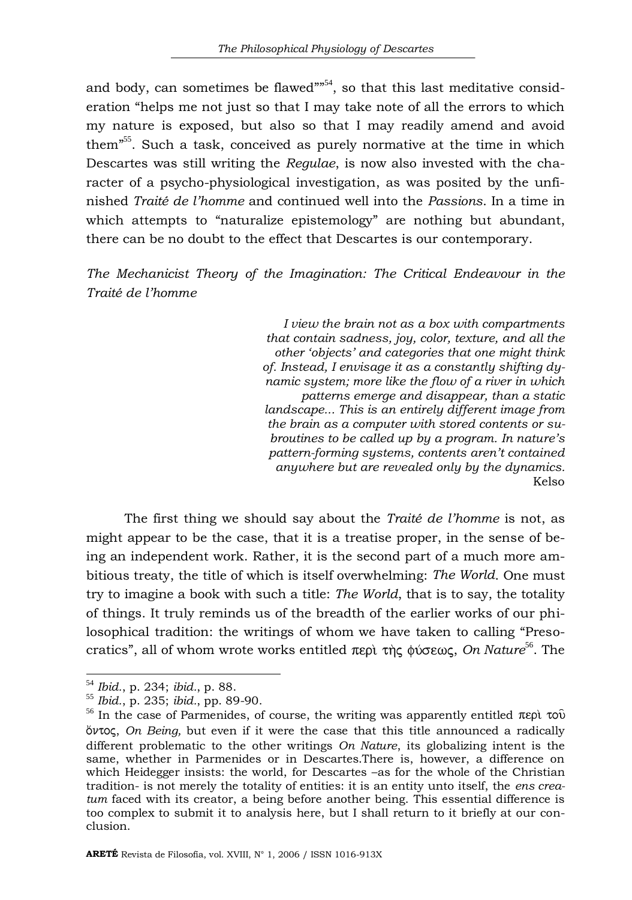and body, can sometimes be flawed""[54], so that this last meditative consideration "helps me not just so that I may take note of all the errors to which my nature is exposed, but also so that I may readily amend and avoid them"[55]. Such a task, conceived as purely normative at the time in which Descartes was still writing the *Regulae*, is now also invested with the character of a psycho-physiological investigation, as was posited by the unfinished *Traité de l'homme* and continued well into the *Passions*. In a time in which attempts to "naturalize epistemology" are nothing but abundant, there can be no doubt to the effect that Descartes is our contemporary.

## *The Mechanicist Theory of the Imagination: The Critical Endeavour in the Traité de l'homme*

> *I view the brain not as a box with compartments that contain sadness, joy, color, texture, and all the other 'objects' and categories that one might think of. Instead, I envisage it as a constantly shifting dynamic system; more like the flow of a river in which patterns emerge and disappear, than a static landscape... This is an entirely different image from the brain as a computer with stored contents or subroutines to be called up by a program. In nature's pattern-forming systems, contents aren't contained anywhere but are revealed only by the dynamics.*
> Kelso

The first thing we should say about the *Traité de l'homme* is not, as might appear to be the case, that it is a treatise proper, in the sense of being an independent work. Rather, it is the second part of a much more ambitious treaty, the title of which is itself overwhelming: *The World*. One must try to imagine a book with such a title: *The World*, that is to say, the totality of things. It truly reminds us of the breadth of the earlier works of our philosophical tradition: the writings of whom we have taken to calling "Presocratics", all of whom wrote works entitled περὶ τὴς φύσεως, *On Nature*[56]. The

---

[54] *Ibid.*, p. 234; *ibid.*, p. 88.

[55] *Ibid.*, p. 235; *ibid.*, pp. 89-90.

[56] In the case of Parmenides, of course, the writing was apparently entitled περὶ τοῦ ὄντος, *On Being,* but even if it were the case that this title announced a radically different problematic to the other writings *On Nature*, its globalizing intent is the same, whether in Parmenides or in Descartes.There is, however, a difference on which Heidegger insists: the world, for Descartes –as for the whole of the Christian tradition- is not merely the totality of entities: it is an entity unto itself, the *ens creatum* faced with its creator, a being before another being. This essential difference is too complex to submit it to analysis here, but I shall return to it briefly at our conclusion.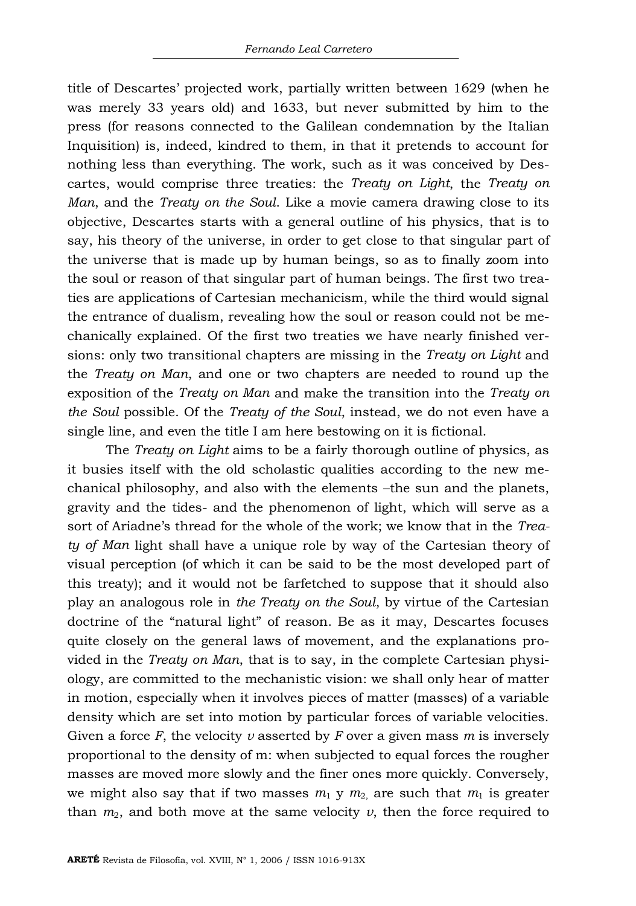title of Descartes' projected work, partially written between 1629 (when he was merely 33 years old) and 1633, but never submitted by him to the press (for reasons connected to the Galilean condemnation by the Italian Inquisition) is, indeed, kindred to them, in that it pretends to account for nothing less than everything. The work, such as it was conceived by Descartes, would comprise three treaties: the *Treaty on Light*, the *Treaty on Man*, and the *Treaty on the Soul*. Like a movie camera drawing close to its objective, Descartes starts with a general outline of his physics, that is to say, his theory of the universe, in order to get close to that singular part of the universe that is made up by human beings, so as to finally zoom into the soul or reason of that singular part of human beings. The first two treaties are applications of Cartesian mechanicism, while the third would signal the entrance of dualism, revealing how the soul or reason could not be mechanically explained. Of the first two treaties we have nearly finished versions: only two transitional chapters are missing in the *Treaty on Light* and the *Treaty on Man*, and one or two chapters are needed to round up the exposition of the *Treaty on Man* and make the transition into the *Treaty on the Soul* possible. Of the *Treaty of the Soul*, instead, we do not even have a single line, and even the title I am here bestowing on it is fictional.

The *Treaty on Light* aims to be a fairly thorough outline of physics, as it busies itself with the old scholastic qualities according to the new mechanical philosophy, and also with the elements –the sun and the planets, gravity and the tides- and the phenomenon of light, which will serve as a sort of Ariadne's thread for the whole of the work; we know that in the *Treaty of Man* light shall have a unique role by way of the Cartesian theory of visual perception (of which it can be said to be the most developed part of this treaty); and it would not be farfetched to suppose that it should also play an analogous role in *the Treaty on the Soul*, by virtue of the Cartesian doctrine of the "natural light" of reason. Be as it may, Descartes focuses quite closely on the general laws of movement, and the explanations provided in the *Treaty on Man*, that is to say, in the complete Cartesian physiology, are committed to the mechanistic vision: we shall only hear of matter in motion, especially when it involves pieces of matter (masses) of a variable density which are set into motion by particular forces of variable velocities. Given a force $F$, the velocity $v$ asserted by $F$ over a given mass $m$ is inversely proportional to the density of m: when subjected to equal forces the rougher masses are moved more slowly and the finer ones more quickly. Conversely, we might also say that if two masses $m_1$ y $m_2$, are such that $m_1$ is greater than $m_2$, and both move at the same velocity $v$, then the force required to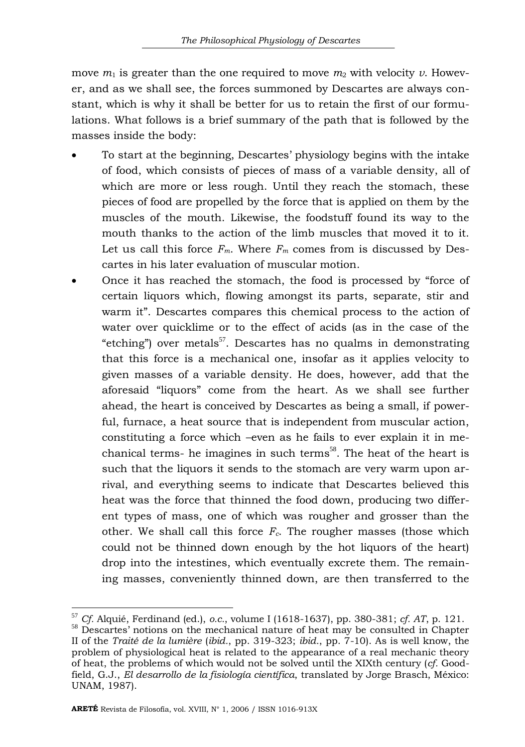move $m_1$ is greater than the one required to move $m_2$ with velocity $v$. However, and as we shall see, the forces summoned by Descartes are always constant, which is why it shall be better for us to retain the first of our formulations. What follows is a brief summary of the path that is followed by the masses inside the body:

- To start at the beginning, Descartes' physiology begins with the intake of food, which consists of pieces of mass of a variable density, all of which are more or less rough. Until they reach the stomach, these pieces of food are propelled by the force that is applied on them by the muscles of the mouth. Likewise, the foodstuff found its way to the mouth thanks to the action of the limb muscles that moved it to it. Let us call this force $F_m$. Where $F_m$ comes from is discussed by Descartes in his later evaluation of muscular motion.
- Once it has reached the stomach, the food is processed by "force of certain liquors which, flowing amongst its parts, separate, stir and warm it". Descartes compares this chemical process to the action of water over quicklime or to the effect of acids (as in the case of the "etching") over metals[57]. Descartes has no qualms in demonstrating that this force is a mechanical one, insofar as it applies velocity to given masses of a variable density. He does, however, add that the aforesaid "liquors" come from the heart. As we shall see further ahead, the heart is conceived by Descartes as being a small, if powerful, furnace, a heat source that is independent from muscular action, constituting a force which –even as he fails to ever explain it in mechanical terms- he imagines in such terms[58]. The heat of the heart is such that the liquors it sends to the stomach are very warm upon arrival, and everything seems to indicate that Descartes believed this heat was the force that thinned the food down, producing two different types of mass, one of which was rougher and grosser than the other. We shall call this force $F_c$. The rougher masses (those which could not be thinned down enough by the hot liquors of the heart) drop into the intestines, which eventually excrete them. The remaining masses, conveniently thinned down, are then transferred to the

---

[57] *Cf.* Alquié, Ferdinand (ed.), *o.c.*, volume I (1618-1637), pp. 380-381; *cf. AT*, p. 121.

[58] Descartes' notions on the mechanical nature of heat may be consulted in Chapter II of the *Traité de la lumière* (*ibid.*, pp. 319-323; *ibid.*, pp. 7-10). As is well know, the problem of physiological heat is related to the appearance of a real mechanic theory of heat, the problems of which would not be solved until the XIXth century (*cf.* Goodfield, G.J., *El desarrollo de la fisiología científica*, translated by Jorge Brasch, México: UNAM, 1987).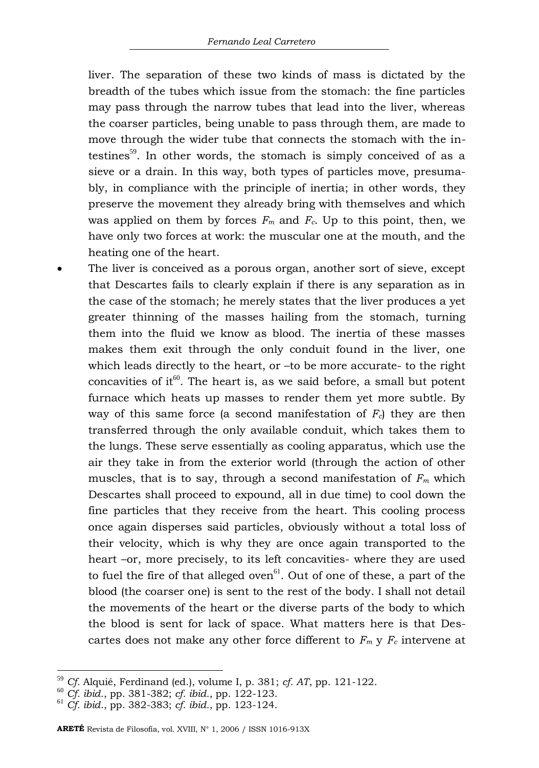liver. The separation of these two kinds of mass is dictated by the breadth of the tubes which issue from the stomach: the fine particles may pass through the narrow tubes that lead into the liver, whereas the coarser particles, being unable to pass through them, are made to move through the wider tube that connects the stomach with the intestines[59]. In other words, the stomach is simply conceived of as a sieve or a drain. In this way, both types of particles move, presumably, in compliance with the principle of inertia; in other words, they preserve the movement they already bring with themselves and which was applied on them by forces $F_m$ and $F_c$. Up to this point, then, we have only two forces at work: the muscular one at the mouth, and the heating one of the heart.

- The liver is conceived as a porous organ, another sort of sieve, except that Descartes fails to clearly explain if there is any separation as in the case of the stomach; he merely states that the liver produces a yet greater thinning of the masses hailing from the stomach, turning them into the fluid we know as blood. The inertia of these masses makes them exit through the only conduit found in the liver, one which leads directly to the heart, or –to be more accurate- to the right concavities of it[60]. The heart is, as we said before, a small but potent furnace which heats up masses to render them yet more subtle. By way of this same force (a second manifestation of $F_c$) they are then transferred through the only available conduit, which takes them to the lungs. These serve essentially as cooling apparatus, which use the air they take in from the exterior world (through the action of other muscles, that is to say, through a second manifestation of $F_m$ which Descartes shall proceed to expound, all in due time) to cool down the fine particles that they receive from the heart. This cooling process once again disperses said particles, obviously without a total loss of their velocity, which is why they are once again transported to the heart –or, more precisely, to its left concavities- where they are used to fuel the fire of that alleged oven[61]. Out of one of these, a part of the blood (the coarser one) is sent to the rest of the body. I shall not detail the movements of the heart or the diverse parts of the body to which the blood is sent for lack of space. What matters here is that Descartes does not make any other force different to $F_m$ y $F_c$ intervene at

---

[59] *Cf.* Alquié, Ferdinand (ed.), volume I, p. 381; *cf. AT*, pp. 121-122.

[60] *Cf. ibid.*, pp. 381-382; *cf. ibid.*, pp. 122-123.

[61] *Cf. ibid.*, pp. 382-383; *cf. ibid.*, pp. 123-124.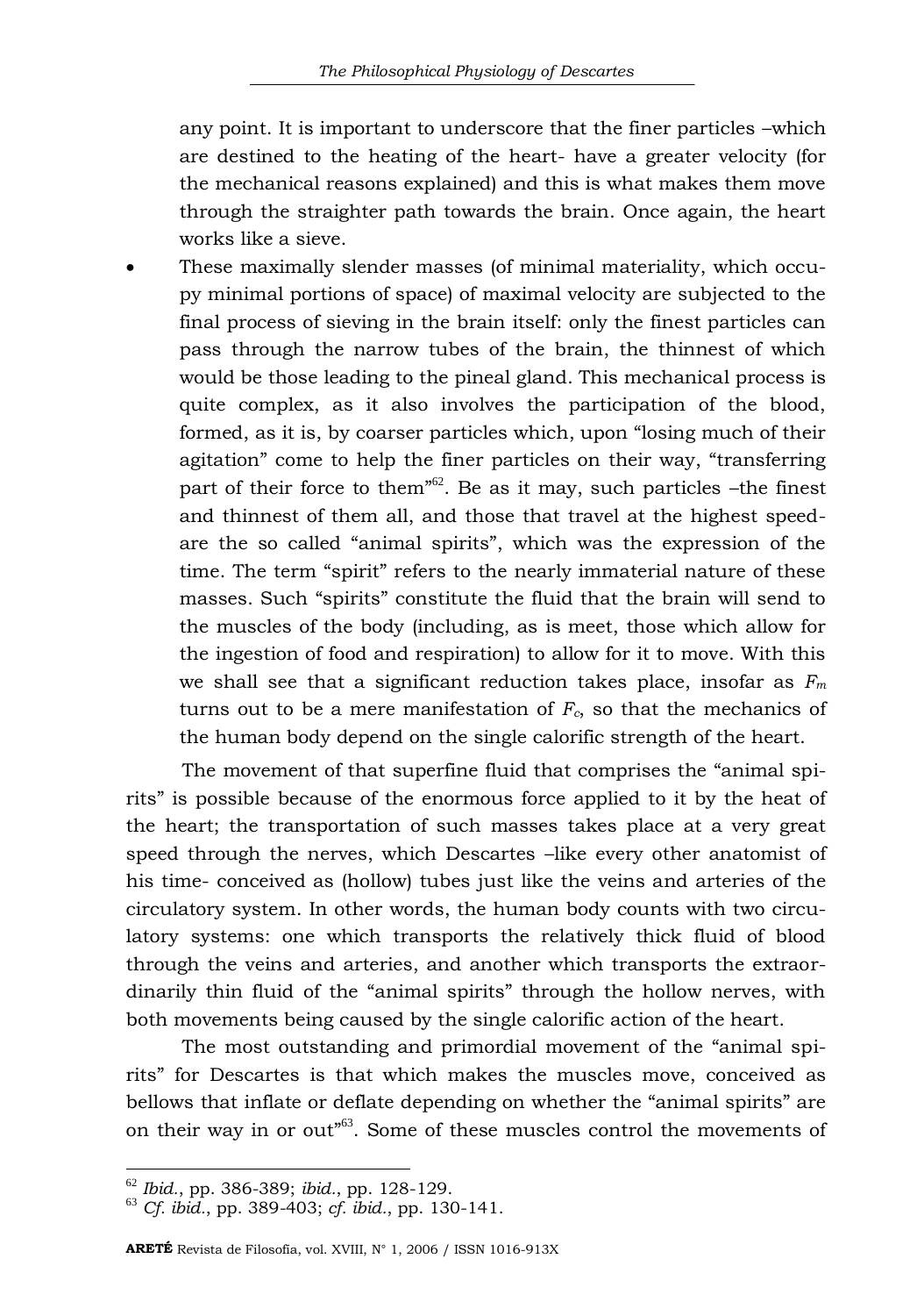any point. It is important to underscore that the finer particles –which are destined to the heating of the heart- have a greater velocity (for the mechanical reasons explained) and this is what makes them move through the straighter path towards the brain. Once again, the heart works like a sieve.

- These maximally slender masses (of minimal materiality, which occupy minimal portions of space) of maximal velocity are subjected to the final process of sieving in the brain itself: only the finest particles can pass through the narrow tubes of the brain, the thinnest of which would be those leading to the pineal gland. This mechanical process is quite complex, as it also involves the participation of the blood, formed, as it is, by coarser particles which, upon "losing much of their agitation" come to help the finer particles on their way, "transferring part of their force to them"[62]. Be as it may, such particles –the finest and thinnest of them all, and those that travel at the highest speed- are the so called "animal spirits", which was the expression of the time. The term "spirit" refers to the nearly immaterial nature of these masses. Such "spirits" constitute the fluid that the brain will send to the muscles of the body (including, as is meet, those which allow for the ingestion of food and respiration) to allow for it to move. With this we shall see that a significant reduction takes place, insofar as $F_m$ turns out to be a mere manifestation of $F_c$, so that the mechanics of the human body depend on the single calorific strength of the heart.

The movement of that superfine fluid that comprises the "animal spirits" is possible because of the enormous force applied to it by the heat of the heart; the transportation of such masses takes place at a very great speed through the nerves, which Descartes –like every other anatomist of his time- conceived as (hollow) tubes just like the veins and arteries of the circulatory system. In other words, the human body counts with two circulatory systems: one which transports the relatively thick fluid of blood through the veins and arteries, and another which transports the extraordinarily thin fluid of the "animal spirits" through the hollow nerves, with both movements being caused by the single calorific action of the heart.

The most outstanding and primordial movement of the "animal spirits" for Descartes is that which makes the muscles move, conceived as bellows that inflate or deflate depending on whether the "animal spirits" are on their way in or out"[63]. Some of these muscles control the movements of

---

[62] *Ibid.*, pp. 386-389; *ibid.*, pp. 128-129.

[63] *Cf. ibid.*, pp. 389-403; *cf. ibid.*, pp. 130-141.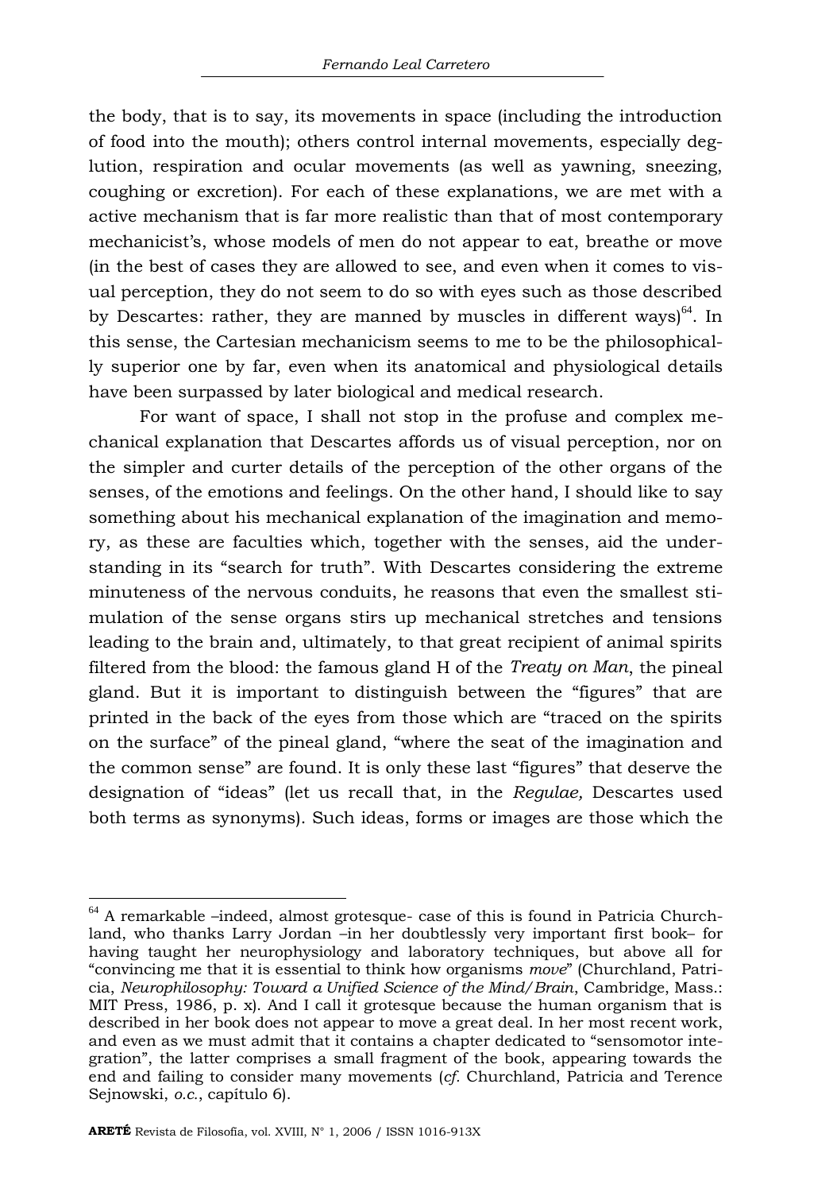the body, that is to say, its movements in space (including the introduction of food into the mouth); others control internal movements, especially deglution, respiration and ocular movements (as well as yawning, sneezing, coughing or excretion). For each of these explanations, we are met with a active mechanism that is far more realistic than that of most contemporary mechanicist's, whose models of men do not appear to eat, breathe or move (in the best of cases they are allowed to see, and even when it comes to visual perception, they do not seem to do so with eyes such as those described by Descartes: rather, they are manned by muscles in different ways)[64]. In this sense, the Cartesian mechanicism seems to me to be the philosophically superior one by far, even when its anatomical and physiological details have been surpassed by later biological and medical research.

For want of space, I shall not stop in the profuse and complex mechanical explanation that Descartes affords us of visual perception, nor on the simpler and curter details of the perception of the other organs of the senses, of the emotions and feelings. On the other hand, I should like to say something about his mechanical explanation of the imagination and memory, as these are faculties which, together with the senses, aid the understanding in its "search for truth". With Descartes considering the extreme minuteness of the nervous conduits, he reasons that even the smallest stimulation of the sense organs stirs up mechanical stretches and tensions leading to the brain and, ultimately, to that great recipient of animal spirits filtered from the blood: the famous gland H of the *Treaty on Man*, the pineal gland. But it is important to distinguish between the "figures" that are printed in the back of the eyes from those which are "traced on the spirits on the surface" of the pineal gland, "where the seat of the imagination and the common sense" are found. It is only these last "figures" that deserve the designation of "ideas" (let us recall that, in the *Regulae,* Descartes used both terms as synonyms). Such ideas, forms or images are those which the

---

[64] A remarkable –indeed, almost grotesque- case of this is found in Patricia Churchland, who thanks Larry Jordan –in her doubtlessly very important first book– for having taught her neurophysiology and laboratory techniques, but above all for "convincing me that it is essential to think how organisms *move*" (Churchland, Patricia, *Neurophilosophy: Toward a Unified Science of the Mind/Brain*, Cambridge, Mass.: MIT Press, 1986, p. x). And I call it grotesque because the human organism that is described in her book does not appear to move a great deal. In her most recent work, and even as we must admit that it contains a chapter dedicated to "sensomotor integration", the latter comprises a small fragment of the book, appearing towards the end and failing to consider many movements (*cf.* Churchland, Patricia and Terence Sejnowski, *o.c.*, capítulo 6).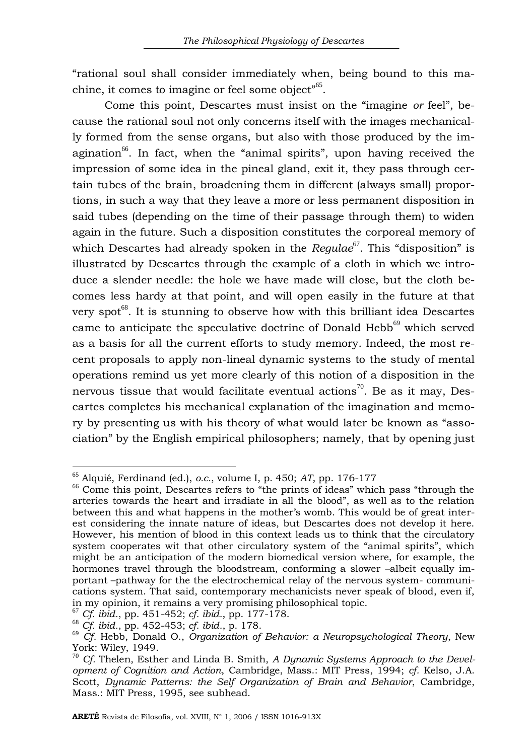"rational soul shall consider immediately when, being bound to this machine, it comes to imagine or feel some object"[65].

Come this point, Descartes must insist on the "imagine *or* feel", because the rational soul not only concerns itself with the images mechanically formed from the sense organs, but also with those produced by the imagination[66]. In fact, when the "animal spirits", upon having received the impression of some idea in the pineal gland, exit it, they pass through certain tubes of the brain, broadening them in different (always small) proportions, in such a way that they leave a more or less permanent disposition in said tubes (depending on the time of their passage through them) to widen again in the future. Such a disposition constitutes the corporeal memory of which Descartes had already spoken in the *Regulae*[67]. This "disposition" is illustrated by Descartes through the example of a cloth in which we introduce a slender needle: the hole we have made will close, but the cloth becomes less hardy at that point, and will open easily in the future at that very spot[68]. It is stunning to observe how with this brilliant idea Descartes came to anticipate the speculative doctrine of Donald Hebb[69] which served as a basis for all the current efforts to study memory. Indeed, the most recent proposals to apply non-lineal dynamic systems to the study of mental operations remind us yet more clearly of this notion of a disposition in the nervous tissue that would facilitate eventual actions[70]. Be as it may, Descartes completes his mechanical explanation of the imagination and memory by presenting us with his theory of what would later be known as "association" by the English empirical philosophers; namely, that by opening just

---

[65] Alquié, Ferdinand (ed.), *o.c.*, volume I, p. 450; *AT*, pp. 176-177

[66] Come this point, Descartes refers to "the prints of ideas" which pass "through the arteries towards the heart and irradiate in all the blood", as well as to the relation between this and what happens in the mother's womb. This would be of great interest considering the innate nature of ideas, but Descartes does not develop it here. However, his mention of blood in this context leads us to think that the circulatory system cooperates wit that other circulatory system of the "animal spirits", which might be an anticipation of the modern biomedical version where, for example, the hormones travel through the bloodstream, conforming a slower –albeit equally important –pathway for the the electrochemical relay of the nervous system- communications system. That said, contemporary mechanicists never speak of blood, even if, in my opinion, it remains a very promising philosophical topic.

[67] *Cf. ibid.*, pp. 451-452; *cf. ibid.*, pp. 177-178.

[68] *Cf. ibid.*, pp. 452-453; *cf. ibid.*, p. 178.

[69] *Cf.* Hebb, Donald O., *Organization of Behavior: a Neuropsychological Theory*, New York: Wiley, 1949.

[70] *Cf.* Thelen, Esther and Linda B. Smith, *A Dynamic Systems Approach to the Development of Cognition and Action*, Cambridge, Mass.: MIT Press, 1994; *cf.* Kelso, J.A. Scott, *Dynamic Patterns: the Self Organization of Brain and Behavior*, Cambridge, Mass.: MIT Press, 1995, see subhead.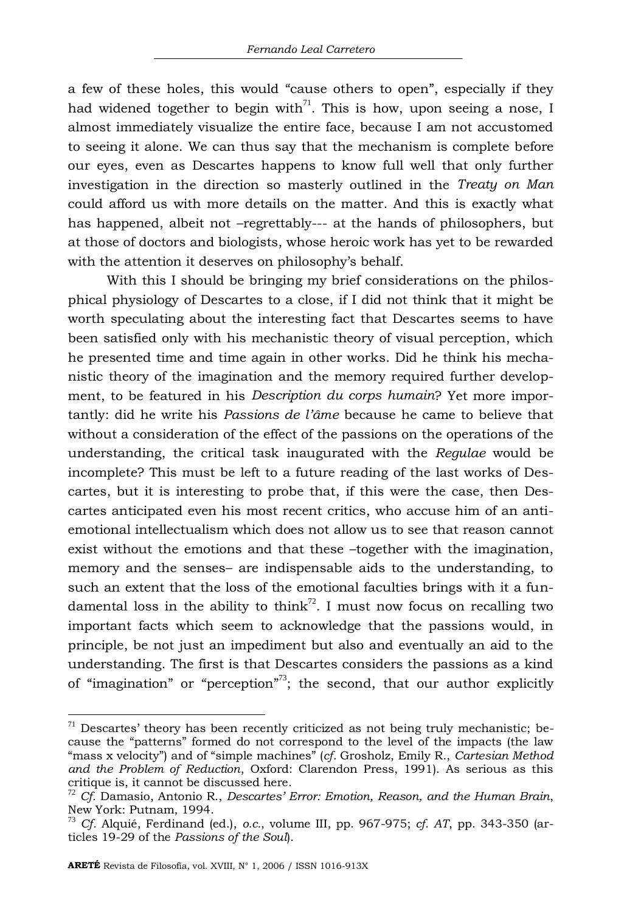a few of these holes, this would "cause others to open", especially if they had widened together to begin with[71]. This is how, upon seeing a nose, I almost immediately visualize the entire face, because I am not accustomed to seeing it alone. We can thus say that the mechanism is complete before our eyes, even as Descartes happens to know full well that only further investigation in the direction so masterly outlined in the *Treaty on Man* could afford us with more details on the matter. And this is exactly what has happened, albeit not –regrettably--- at the hands of philosophers, but at those of doctors and biologists, whose heroic work has yet to be rewarded with the attention it deserves on philosophy's behalf.

With this I should be bringing my brief considerations on the philosphical physiology of Descartes to a close, if I did not think that it might be worth speculating about the interesting fact that Descartes seems to have been satisfied only with his mechanistic theory of visual perception, which he presented time and time again in other works. Did he think his mechanistic theory of the imagination and the memory required further development, to be featured in his *Description du corps humain*? Yet more importantly: did he write his *Passions de l'âme* because he came to believe that without a consideration of the effect of the passions on the operations of the understanding, the critical task inaugurated with the *Regulae* would be incomplete? This must be left to a future reading of the last works of Descartes, but it is interesting to probe that, if this were the case, then Descartes anticipated even his most recent critics, who accuse him of an anti-emotional intellectualism which does not allow us to see that reason cannot exist without the emotions and that these –together with the imagination, memory and the senses– are indispensable aids to the understanding, to such an extent that the loss of the emotional faculties brings with it a fundamental loss in the ability to think[72]. I must now focus on recalling two important facts which seem to acknowledge that the passions would, in principle, be not just an impediment but also and eventually an aid to the understanding. The first is that Descartes considers the passions as a kind of "imagination" or "perception"[73]; the second, that our author explicitly

---

[71] Descartes' theory has been recently criticized as not being truly mechanistic; because the "patterns" formed do not correspond to the level of the impacts (the law "mass x velocity") and of "simple machines" (*cf.* Grosholz, Emily R., *Cartesian Method and the Problem of Reduction*, Oxford: Clarendon Press, 1991). As serious as this critique is, it cannot be discussed here.

[72] *Cf.* Damasio, Antonio R., *Descartes' Error: Emotion, Reason, and the Human Brain*, New York: Putnam, 1994.

[73] *Cf.* Alquié, Ferdinand (ed.), *o.c.*, volume III, pp. 967-975; *cf. AT*, pp. 343-350 (articles 19-29 of the *Passions of the Soul*).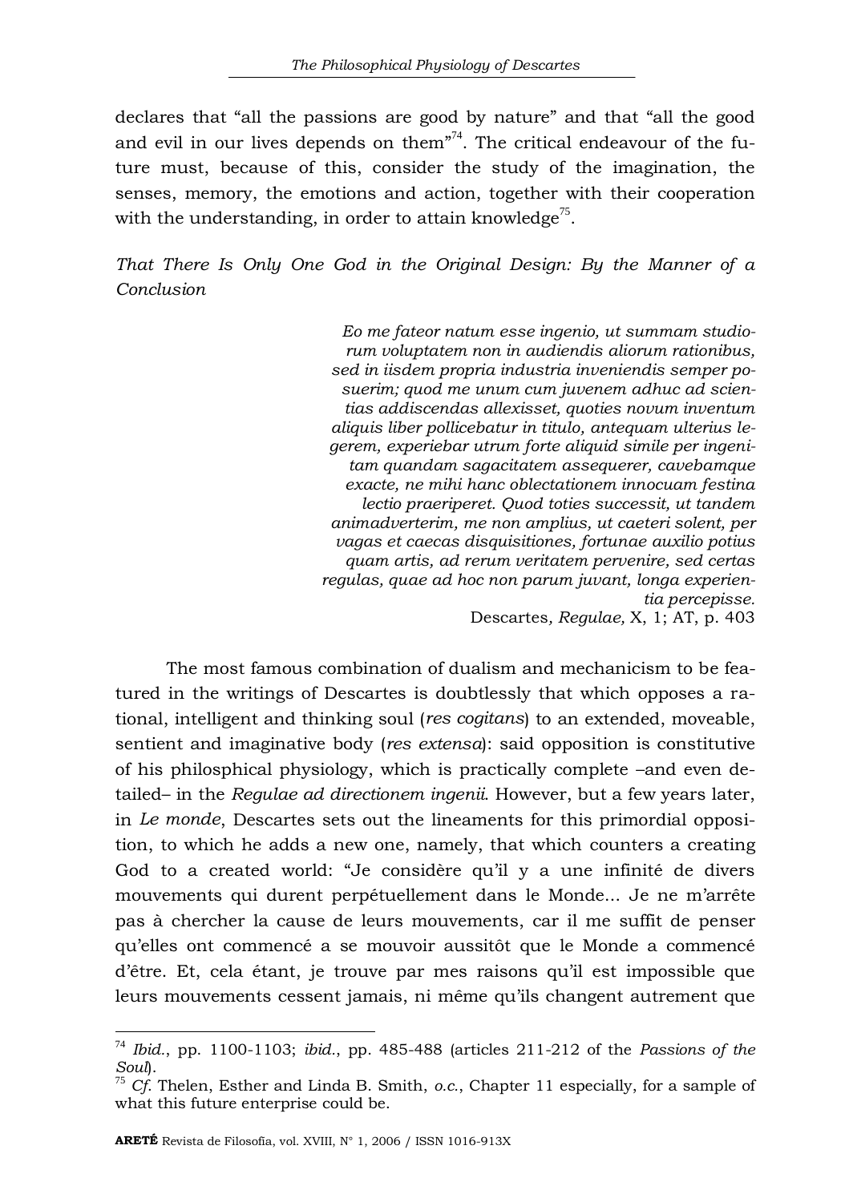declares that “all the passions are good by nature” and that “all the good and evil in our lives depends on them”[74]. The critical endeavour of the future must, because of this, consider the study of the imagination, the senses, memory, the emotions and action, together with their cooperation with the understanding, in order to attain knowledge[75].

*That There Is Only One God in the Original Design: By the Manner of a Conclusion*

> *Eo me fateor natum esse ingenio, ut summam studiorum voluptatem non in audiendis aliorum rationibus, sed in iisdem propria industria inveniendis semper posuerim; quod me unum cum juvenem adhuc ad scientias addiscendas allexisset, quoties novum inventum aliquis liber pollicebatur in titulo, antequam ulterius legerem, experiebar utrum forte aliquid simile per ingenitam quandam sagacitatem assequerer, cavebamque exacte, ne mihi hanc oblectationem innocuam festina lectio praeriperet. Quod toties successit, ut tandem animadverterim, me non amplius, ut caeteri solent, per vagas et caecas disquisitiones, fortunae auxilio potius quam artis, ad rerum veritatem pervenire, sed certas regulas, quae ad hoc non parum juvant, longa experientia percepisse.*
>
> Descartes*, Regulae,* X, 1; AT, p. 403

The most famous combination of dualism and mechanicism to be featured in the writings of Descartes is doubtlessly that which opposes a rational, intelligent and thinking soul (*res cogitans*) to an extended, moveable, sentient and imaginative body (*res extensa*): said opposition is constitutive of his philosphical physiology, which is practically complete –and even detailed– in the *Regulae ad directionem ingenii*. However, but a few years later, in *Le monde*, Descartes sets out the lineaments for this primordial opposition, to which he adds a new one, namely, that which counters a creating God to a created world: “Je considère qu’il y a une infinité de divers mouvements qui durent perpétuellement dans le Monde... Je ne m’arrête pas à chercher la cause de leurs mouvements, car il me suffit de penser qu’elles ont commencé a se mouvoir aussitôt que le Monde a commencé d’être. Et, cela étant, je trouve par mes raisons qu’il est impossible que leurs mouvements cessent jamais, ni même qu’ils changent autrement que

---

[74] *Ibid*., pp. 1100-1103; *ibid*., pp. 485-488 (articles 211-212 of the *Passions of the Soul*).

[75] *Cf.* Thelen, Esther and Linda B. Smith, *o.c.*, Chapter 11 especially, for a sample of what this future enterprise could be.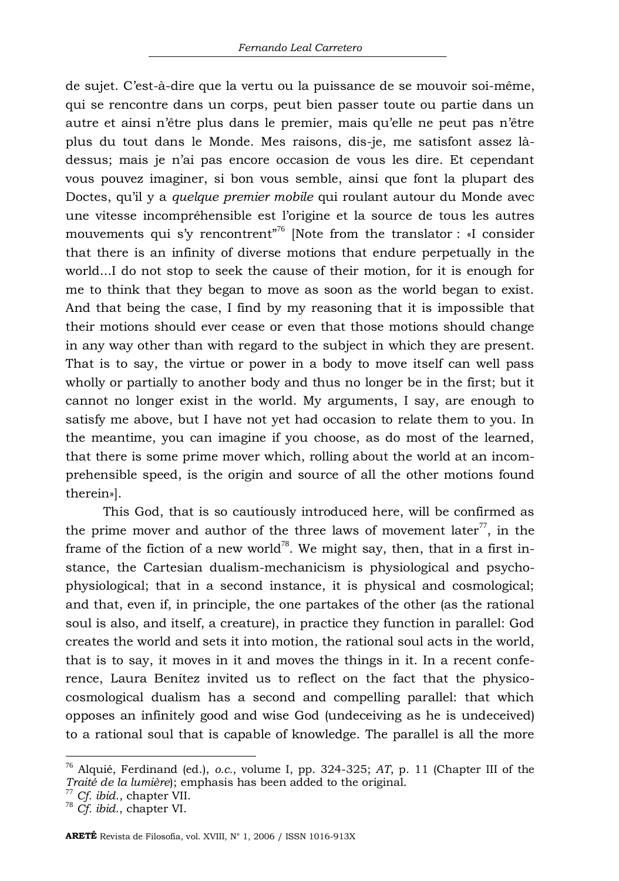de sujet. C'est-à-dire que la vertu ou la puissance de se mouvoir soi-même, qui se rencontre dans un corps, peut bien passer toute ou partie dans un autre et ainsi n'être plus dans le premier, mais qu'elle ne peut pas n'être plus du tout dans le Monde. Mes raisons, dis-je, me satisfont assez là-dessus; mais je n'ai pas encore occasion de vous les dire. Et cependant vous pouvez imaginer, si bon vous semble, ainsi que font la plupart des Doctes, qu'il y a *quelque premier mobile* qui roulant autour du Monde avec une vitesse incompréhensible est l'origine et la source de tous les autres mouvements qui s'y rencontrent"[76] [Note from the translator : «I consider that there is an infinity of diverse motions that endure perpetually in the world...I do not stop to seek the cause of their motion, for it is enough for me to think that they began to move as soon as the world began to exist. And that being the case, I find by my reasoning that it is impossible that their motions should ever cease or even that those motions should change in any way other than with regard to the subject in which they are present. That is to say, the virtue or power in a body to move itself can well pass wholly or partially to another body and thus no longer be in the first; but it cannot no longer exist in the world. My arguments, I say, are enough to satisfy me above, but I have not yet had occasion to relate them to you. In the meantime, you can imagine if you choose, as do most of the learned, that there is some prime mover which, rolling about the world at an incomprehensible speed, is the origin and source of all the other motions found therein»].

This God, that is so cautiously introduced here, will be confirmed as the prime mover and author of the three laws of movement later[77], in the frame of the fiction of a new world[78]. We might say, then, that in a first instance, the Cartesian dualism-mechanicism is physiological and psycho-physiological; that in a second instance, it is physical and cosmological; and that, even if, in principle, the one partakes of the other (as the rational soul is also, and itself, a creature), in practice they function in parallel: God creates the world and sets it into motion, the rational soul acts in the world, that is to say, it moves in it and moves the things in it. In a recent conference, Laura Benítez invited us to reflect on the fact that the physico-cosmological dualism has a second and compelling parallel: that which opposes an infinitely good and wise God (undeceiving as he is undeceived) to a rational soul that is capable of knowledge. The parallel is all the more

---

[76] Alquié, Ferdinand (ed.), *o.c.*, volume I, pp. 324-325; *AT*, p. 11 (Chapter III of the *Traité de la lumière*); emphasis has been added to the original.

[77] *Cf. ibid.*, chapter VII.

[78] *Cf. ibid.*, chapter VI.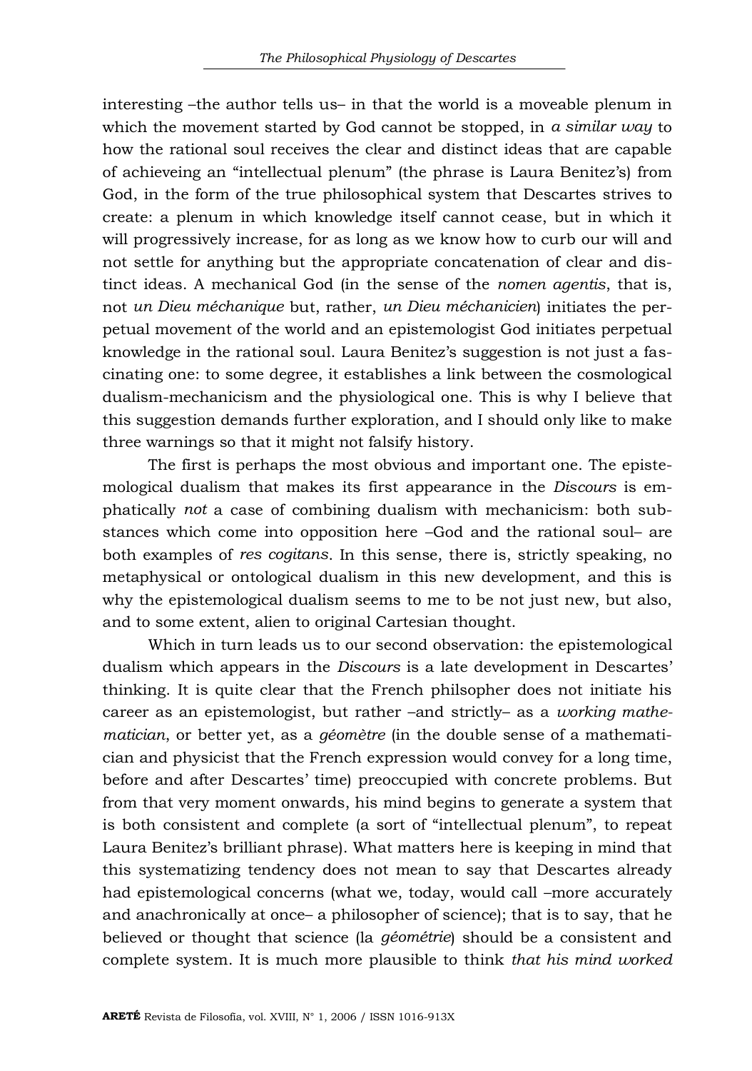interesting –the author tells us– in that the world is a moveable plenum in which the movement started by God cannot be stopped, in *a similar way* to how the rational soul receives the clear and distinct ideas that are capable of achieveing an "intellectual plenum" (the phrase is Laura Benitez's) from God, in the form of the true philosophical system that Descartes strives to create: a plenum in which knowledge itself cannot cease, but in which it will progressively increase, for as long as we know how to curb our will and not settle for anything but the appropriate concatenation of clear and distinct ideas. A mechanical God (in the sense of the *nomen agentis*, that is, not *un Dieu méchanique* but, rather, *un Dieu méchanicien*) initiates the perpetual movement of the world and an epistemologist God initiates perpetual knowledge in the rational soul. Laura Benitez's suggestion is not just a fascinating one: to some degree, it establishes a link between the cosmological dualism-mechanicism and the physiological one. This is why I believe that this suggestion demands further exploration, and I should only like to make three warnings so that it might not falsify history.

The first is perhaps the most obvious and important one. The epistemological dualism that makes its first appearance in the *Discours* is emphatically *not* a case of combining dualism with mechanicism: both substances which come into opposition here –God and the rational soul– are both examples of *res cogitans*. In this sense, there is, strictly speaking, no metaphysical or ontological dualism in this new development, and this is why the epistemological dualism seems to me to be not just new, but also, and to some extent, alien to original Cartesian thought.

Which in turn leads us to our second observation: the epistemological dualism which appears in the *Discours* is a late development in Descartes' thinking. It is quite clear that the French philsopher does not initiate his career as an epistemologist, but rather –and strictly– as a *working mathematician*, or better yet, as a *géomètre* (in the double sense of a mathematician and physicist that the French expression would convey for a long time, before and after Descartes' time) preoccupied with concrete problems. But from that very moment onwards, his mind begins to generate a system that is both consistent and complete (a sort of "intellectual plenum", to repeat Laura Benitez's brilliant phrase). What matters here is keeping in mind that this systematizing tendency does not mean to say that Descartes already had epistemological concerns (what we, today, would call –more accurately and anachronically at once– a philosopher of science); that is to say, that he believed or thought that science (la *géométrie*) should be a consistent and complete system. It is much more plausible to think *that his mind worked*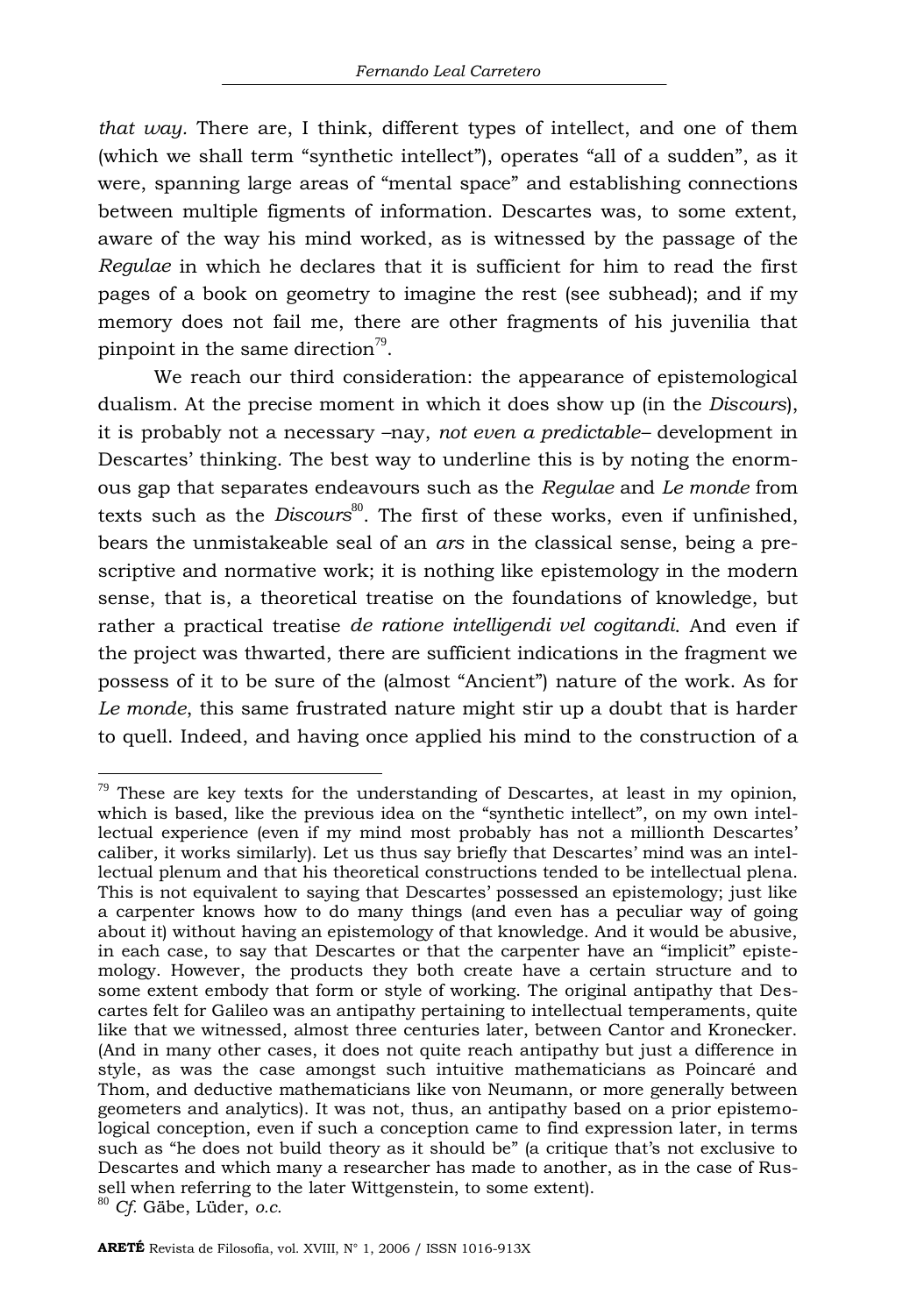*that way*. There are, I think, different types of intellect, and one of them (which we shall term "synthetic intellect"), operates "all of a sudden", as it were, spanning large areas of "mental space" and establishing connections between multiple figments of information. Descartes was, to some extent, aware of the way his mind worked, as is witnessed by the passage of the *Regulae* in which he declares that it is sufficient for him to read the first pages of a book on geometry to imagine the rest (see subhead); and if my memory does not fail me, there are other fragments of his juvenilia that pinpoint in the same direction[79].

We reach our third consideration: the appearance of epistemological dualism. At the precise moment in which it does show up (in the *Discours*), it is probably not a necessary –nay, *not even a predictable*– development in Descartes' thinking. The best way to underline this is by noting the enormous gap that separates endeavours such as the *Regulae* and *Le monde* from texts such as the *Discours*[80]. The first of these works, even if unfinished, bears the unmistakeable seal of an *ars* in the classical sense, being a prescriptive and normative work; it is nothing like epistemology in the modern sense, that is, a theoretical treatise on the foundations of knowledge, but rather a practical treatise *de ratione intelligendi vel cogitandi*. And even if the project was thwarted, there are sufficient indications in the fragment we possess of it to be sure of the (almost "Ancient") nature of the work. As for *Le monde*, this same frustrated nature might stir up a doubt that is harder to quell. Indeed, and having once applied his mind to the construction of a

---

[79] These are key texts for the understanding of Descartes, at least in my opinion, which is based, like the previous idea on the "synthetic intellect", on my own intellectual experience (even if my mind most probably has not a millionth Descartes' caliber, it works similarly). Let us thus say briefly that Descartes' mind was an intellectual plenum and that his theoretical constructions tended to be intellectual plena. This is not equivalent to saying that Descartes' possessed an epistemology; just like a carpenter knows how to do many things (and even has a peculiar way of going about it) without having an epistemology of that knowledge. And it would be abusive, in each case, to say that Descartes or that the carpenter have an "implicit" epistemology. However, the products they both create have a certain structure and to some extent embody that form or style of working. The original antipathy that Descartes felt for Galileo was an antipathy pertaining to intellectual temperaments, quite like that we witnessed, almost three centuries later, between Cantor and Kronecker. (And in many other cases, it does not quite reach antipathy but just a difference in style, as was the case amongst such intuitive mathematicians as Poincaré and Thom, and deductive mathematicians like von Neumann, or more generally between geometers and analytics). It was not, thus, an antipathy based on a prior epistemological conception, even if such a conception came to find expression later, in terms such as "he does not build theory as it should be" (a critique that's not exclusive to Descartes and which many a researcher has made to another, as in the case of Russell when referring to the later Wittgenstein, to some extent).

[80] *Cf.* Gäbe, Lüder, *o.c.*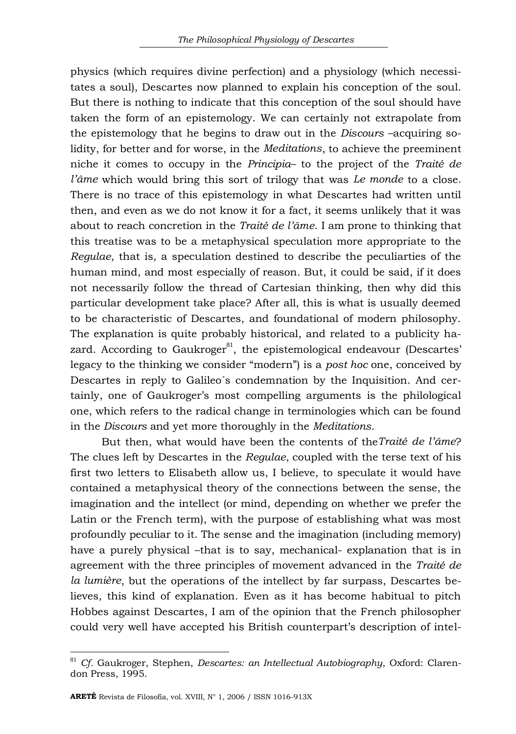physics (which requires divine perfection) and a physiology (which necessitates a soul), Descartes now planned to explain his conception of the soul. But there is nothing to indicate that this conception of the soul should have taken the form of an epistemology. We can certainly not extrapolate from the epistemology that he begins to draw out in the *Discours* –acquiring solidity, for better and for worse, in the *Meditations*, to achieve the preeminent niche it comes to occupy in the *Principia*– to the project of the *Traité de l'âme* which would bring this sort of trilogy that was *Le monde* to a close. There is no trace of this epistemology in what Descartes had written until then, and even as we do not know it for a fact, it seems unlikely that it was about to reach concretion in the *Traité de l'âme*. I am prone to thinking that this treatise was to be a metaphysical speculation more appropriate to the *Regulae*, that is, a speculation destined to describe the peculiarties of the human mind, and most especially of reason. But, it could be said, if it does not necessarily follow the thread of Cartesian thinking, then why did this particular development take place? After all, this is what is usually deemed to be characteristic of Descartes, and foundational of modern philosophy. The explanation is quite probably historical, and related to a publicity hazard. According to Gaukroger[81], the epistemological endeavour (Descartes' legacy to the thinking we consider "modern") is a *post hoc* one, conceived by Descartes in reply to Galileo´s condemnation by the Inquisition. And certainly, one of Gaukroger's most compelling arguments is the philological one, which refers to the radical change in terminologies which can be found in the *Discours* and yet more thoroughly in the *Meditations*.

But then, what would have been the contents of the *Traité de l'âme*? The clues left by Descartes in the *Regulae*, coupled with the terse text of his first two letters to Elisabeth allow us, I believe, to speculate it would have contained a metaphysical theory of the connections between the sense, the imagination and the intellect (or mind, depending on whether we prefer the Latin or the French term), with the purpose of establishing what was most profoundly peculiar to it. The sense and the imagination (including memory) have a purely physical –that is to say, mechanical- explanation that is in agreement with the three principles of movement advanced in the *Traité de la lumière*, but the operations of the intellect by far surpass, Descartes believes, this kind of explanation. Even as it has become habitual to pitch Hobbes against Descartes, I am of the opinion that the French philosopher could very well have accepted his British counterpart's description of intel-

[81] *Cf.* Gaukroger, Stephen, *Descartes: an Intellectual Autobiography*, Oxford: Clarendon Press, 1995.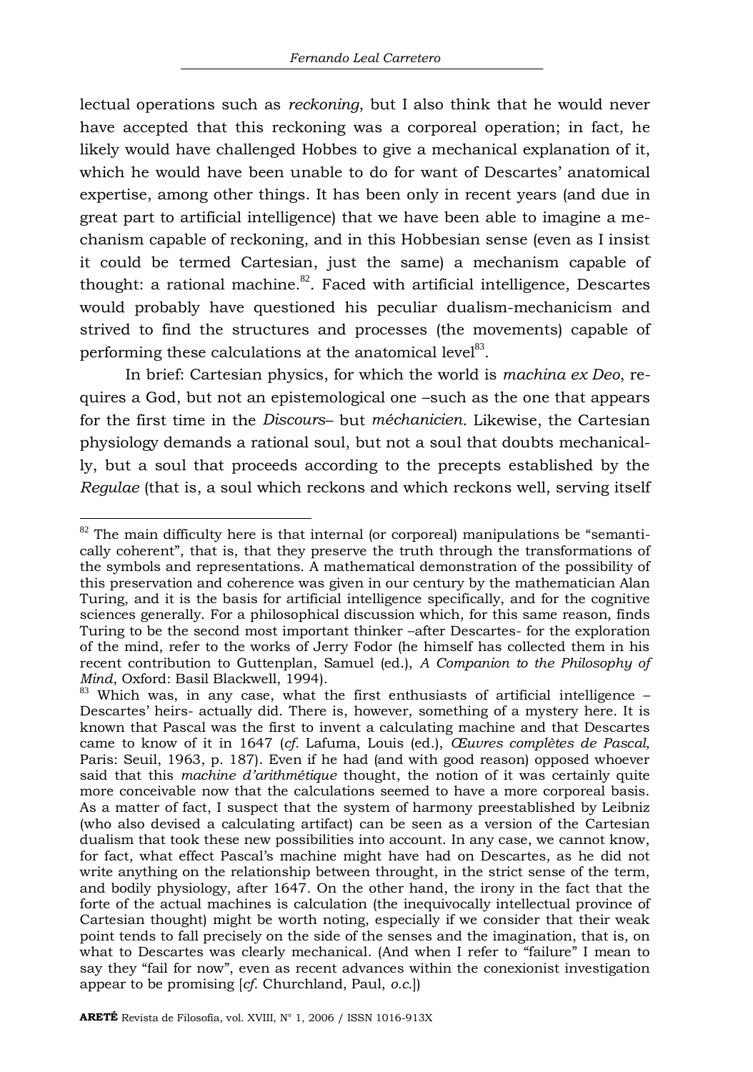lectual operations such as *reckoning*, but I also think that he would never have accepted that this reckoning was a corporeal operation; in fact, he likely would have challenged Hobbes to give a mechanical explanation of it, which he would have been unable to do for want of Descartes' anatomical expertise, among other things. It has been only in recent years (and due in great part to artificial intelligence) that we have been able to imagine a mechanism capable of reckoning, and in this Hobbesian sense (even as I insist it could be termed Cartesian, just the same) a mechanism capable of thought: a rational machine.[82]. Faced with artificial intelligence, Descartes would probably have questioned his peculiar dualism-mechanicism and strived to find the structures and processes (the movements) capable of performing these calculations at the anatomical level[83].

In brief: Cartesian physics, for which the world is *machina ex Deo*, requires a God, but not an epistemological one –such as the one that appears for the first time in the *Discours*– but *méchanicien*. Likewise, the Cartesian physiology demands a rational soul, but not a soul that doubts mechanically, but a soul that proceeds according to the precepts established by the *Regulae* (that is, a soul which reckons and which reckons well, serving itself

---

[82] The main difficulty here is that internal (or corporeal) manipulations be "semantically coherent", that is, that they preserve the truth through the transformations of the symbols and representations. A mathematical demonstration of the possibility of this preservation and coherence was given in our century by the mathematician Alan Turing, and it is the basis for artificial intelligence specifically, and for the cognitive sciences generally. For a philosophical discussion which, for this same reason, finds Turing to be the second most important thinker –after Descartes- for the exploration of the mind, refer to the works of Jerry Fodor (he himself has collected them in his recent contribution to Guttenplan, Samuel (ed.), *A Companion to the Philosophy of Mind*, Oxford: Basil Blackwell, 1994).

[83] Which was, in any case, what the first enthusiasts of artificial intelligence –Descartes' heirs- actually did. There is, however, something of a mystery here. It is known that Pascal was the first to invent a calculating machine and that Descartes came to know of it in 1647 (*cf.* Lafuma, Louis (ed.), *Œuvres complètes de Pascal*, Paris: Seuil, 1963, p. 187). Even if he had (and with good reason) opposed whoever said that this *machine d'arithmétique* thought, the notion of it was certainly quite more conceivable now that the calculations seemed to have a more corporeal basis. As a matter of fact, I suspect that the system of harmony preestablished by Leibniz (who also devised a calculating artifact) can be seen as a version of the Cartesian dualism that took these new possibilities into account. In any case, we cannot know, for fact, what effect Pascal's machine might have had on Descartes, as he did not write anything on the relationship between throught, in the strict sense of the term, and bodily physiology, after 1647. On the other hand, the irony in the fact that the forte of the actual machines is calculation (the inequivocally intellectual province of Cartesian thought) might be worth noting, especially if we consider that their weak point tends to fall precisely on the side of the senses and the imagination, that is, on what to Descartes was clearly mechanical. (And when I refer to "failure" I mean to say they "fail for now", even as recent advances within the conexionist investigation appear to be promising [*cf.* Churchland, Paul, *o.c.*])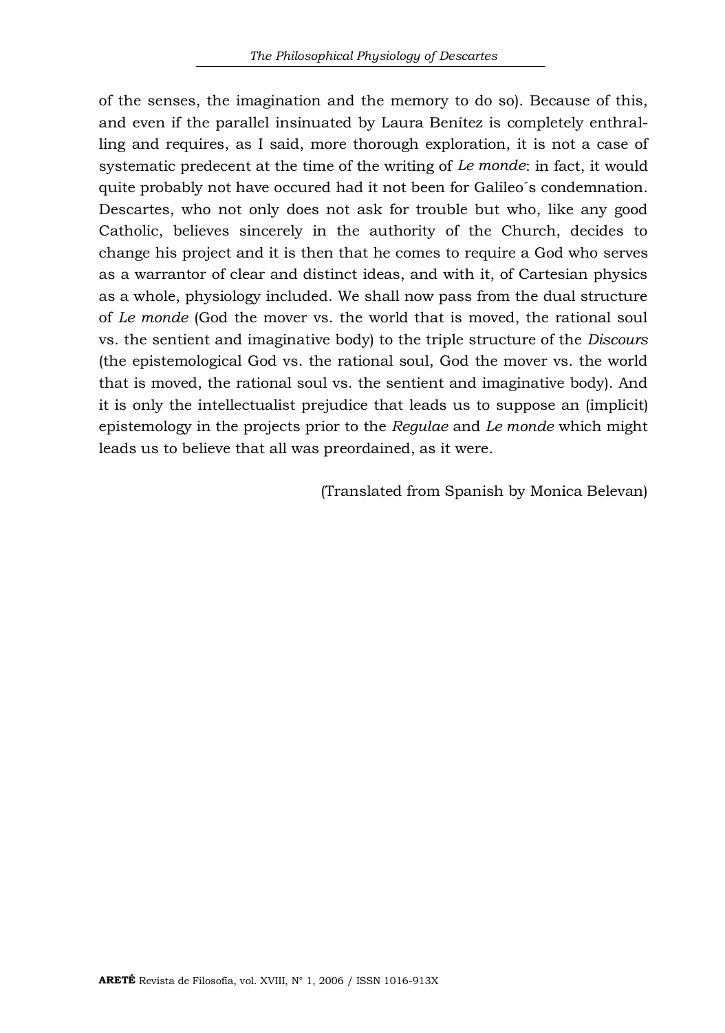of the senses, the imagination and the memory to do so). Because of this, and even if the parallel insinuated by Laura Benítez is completely enthralling and requires, as I said, more thorough exploration, it is not a case of systematic predecent at the time of the writing of *Le monde*: in fact, it would quite probably not have occured had it not been for Galileo´s condemnation. Descartes, who not only does not ask for trouble but who, like any good Catholic, believes sincerely in the authority of the Church, decides to change his project and it is then that he comes to require a God who serves as a warrantor of clear and distinct ideas, and with it, of Cartesian physics as a whole, physiology included. We shall now pass from the dual structure of *Le monde* (God the mover vs. the world that is moved, the rational soul vs. the sentient and imaginative body) to the triple structure of the *Discours* (the epistemological God vs. the rational soul, God the mover vs. the world that is moved, the rational soul vs. the sentient and imaginative body). And it is only the intellectualist prejudice that leads us to suppose an (implicit) epistemology in the projects prior to the *Regulae* and *Le monde* which might leads us to believe that all was preordained, as it were.

(Translated from Spanish by Monica Belevan)